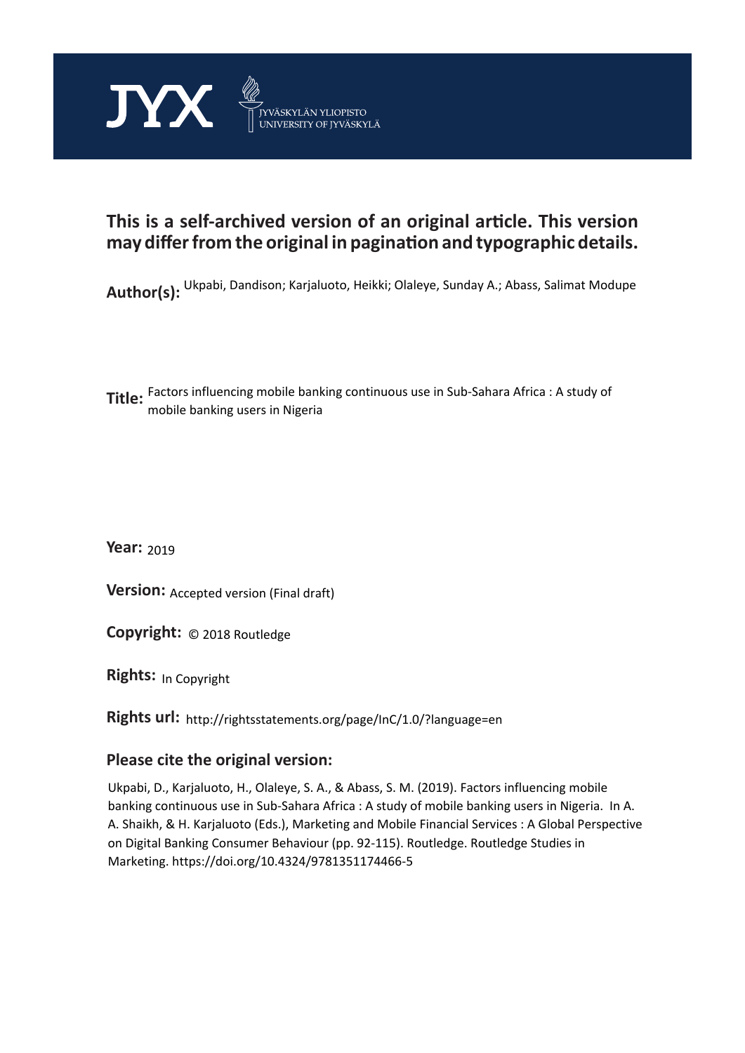JYX JYVÄSKYLÄN YLIOPISTO UNIVERSITY OF JYVÄSKYLÄ

## This is a self-archived version of an original article. This version may differ from the original in pagination and typographic details.

**Author(s):** Ukpabi, Dandison; Karjaluoto, Heikki; Olaleye, Sunday A.; Abass, Salimat Modupe

**Title:** Factors influencing mobile banking continuous use in Sub-Sahara Africa : A study of mobile banking users in Nigeria

**Year:** 2019

**Version:** Accepted version (Final draft)

**Copyright:** © 2018 Routledge

**Rights:** In Copyright

**Rights url:** http://rightsstatements.org/page/InC/1.0/?language=en

### Please cite the original version:

Ukpabi, D., Karjaluoto, H., Olaleye, S. A., & Abass, S. M. (2019). Factors influencing mobile banking continuous use in Sub-Sahara Africa : A study of mobile banking users in Nigeria. In A. A. Shaikh, & H. Karjaluoto (Eds.), Marketing and Mobile Financial Services : A Global Perspective on Digital Banking Consumer Behaviour (pp. 92-115). Routledge. Routledge Studies in Marketing. https://doi.org/10.4324/9781351174466-5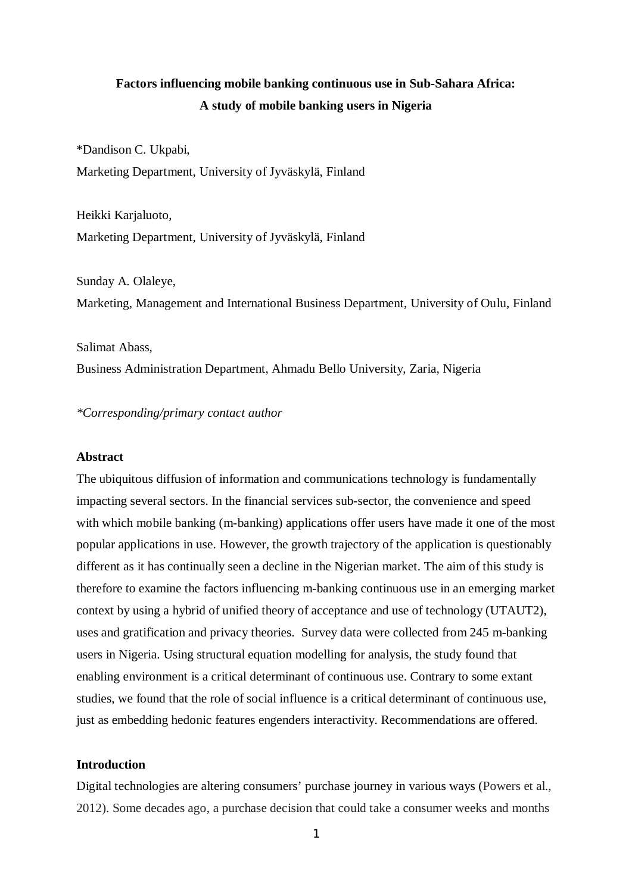**Factors influencing mobile banking continuous use in Sub-Sahara Africa: A study of mobile banking users in Nigeria**

*Dandison C. Ukpabi,
Marketing Department, University of Jyväskylä, Finland

Heikki Karjaluoto,
Marketing Department, University of Jyväskylä, Finland

Sunday A. Olaleye,
Marketing, Management and International Business Department, University of Oulu, Finland

Salimat Abass,
Business Administration Department, Ahmadu Bello University, Zaria, Nigeria

*\*Corresponding/primary contact author*

**Abstract**

The ubiquitous diffusion of information and communications technology is fundamentally impacting several sectors. In the financial services sub-sector, the convenience and speed with which mobile banking (m-banking) applications offer users have made it one of the most popular applications in use. However, the growth trajectory of the application is questionably different as it has continually seen a decline in the Nigerian market. The aim of this study is therefore to examine the factors influencing m-banking continuous use in an emerging market context by using a hybrid of unified theory of acceptance and use of technology (UTAUT2), uses and gratification and privacy theories. Survey data were collected from 245 m-banking users in Nigeria. Using structural equation modelling for analysis, the study found that enabling environment is a critical determinant of continuous use. Contrary to some extant studies, we found that the role of social influence is a critical determinant of continuous use, just as embedding hedonic features engenders interactivity. Recommendations are offered.

**Introduction**

Digital technologies are altering consumers' purchase journey in various ways (Powers et al., 2012). Some decades ago, a purchase decision that could take a consumer weeks and months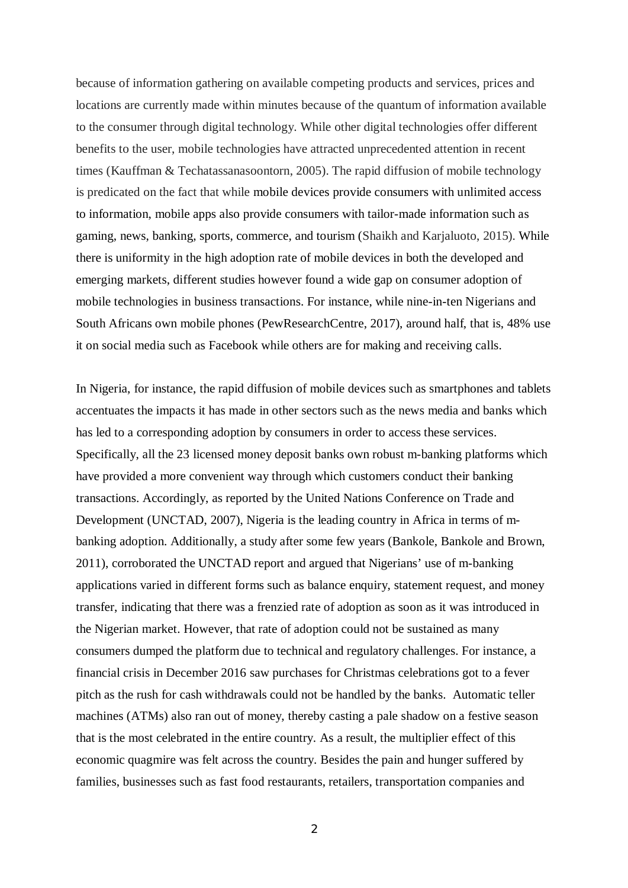because of information gathering on available competing products and services, prices and locations are currently made within minutes because of the quantum of information available to the consumer through digital technology. While other digital technologies offer different benefits to the user, mobile technologies have attracted unprecedented attention in recent times (Kauffman & Techatassanasoontorn, 2005). The rapid diffusion of mobile technology is predicated on the fact that while mobile devices provide consumers with unlimited access to information, mobile apps also provide consumers with tailor-made information such as gaming, news, banking, sports, commerce, and tourism (Shaikh and Karjaluoto, 2015). While there is uniformity in the high adoption rate of mobile devices in both the developed and emerging markets, different studies however found a wide gap on consumer adoption of mobile technologies in business transactions. For instance, while nine-in-ten Nigerians and South Africans own mobile phones (PewResearchCentre, 2017), around half, that is, 48% use it on social media such as Facebook while others are for making and receiving calls.

In Nigeria, for instance, the rapid diffusion of mobile devices such as smartphones and tablets accentuates the impacts it has made in other sectors such as the news media and banks which has led to a corresponding adoption by consumers in order to access these services. Specifically, all the 23 licensed money deposit banks own robust m-banking platforms which have provided a more convenient way through which customers conduct their banking transactions. Accordingly, as reported by the United Nations Conference on Trade and Development (UNCTAD, 2007), Nigeria is the leading country in Africa in terms of m-banking adoption. Additionally, a study after some few years (Bankole, Bankole and Brown, 2011), corroborated the UNCTAD report and argued that Nigerians' use of m-banking applications varied in different forms such as balance enquiry, statement request, and money transfer, indicating that there was a frenzied rate of adoption as soon as it was introduced in the Nigerian market. However, that rate of adoption could not be sustained as many consumers dumped the platform due to technical and regulatory challenges. For instance, a financial crisis in December 2016 saw purchases for Christmas celebrations got to a fever pitch as the rush for cash withdrawals could not be handled by the banks. Automatic teller machines (ATMs) also ran out of money, thereby casting a pale shadow on a festive season that is the most celebrated in the entire country. As a result, the multiplier effect of this economic quagmire was felt across the country. Besides the pain and hunger suffered by families, businesses such as fast food restaurants, retailers, transportation companies and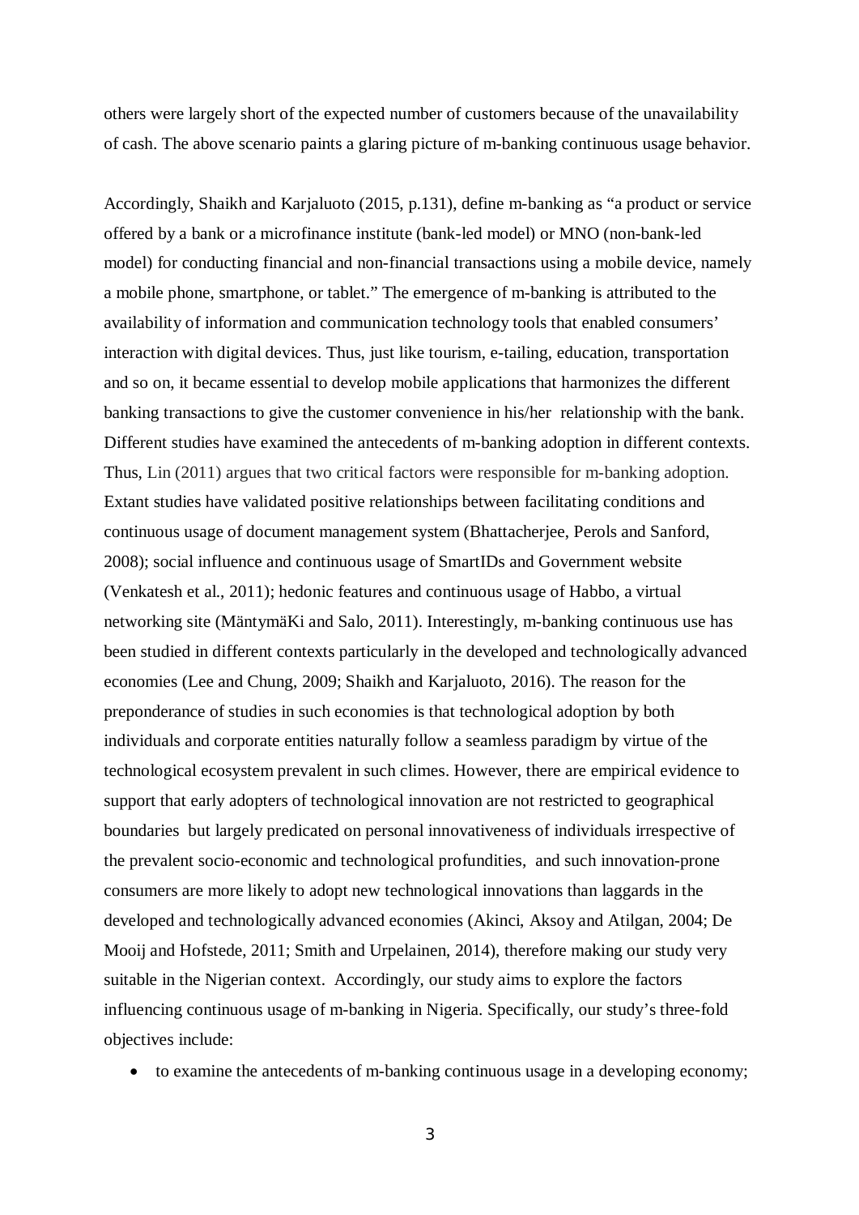others were largely short of the expected number of customers because of the unavailability of cash. The above scenario paints a glaring picture of m-banking continuous usage behavior.

Accordingly, Shaikh and Karjaluoto (2015, p.131), define m-banking as "a product or service offered by a bank or a microfinance institute (bank-led model) or MNO (non-bank-led model) for conducting financial and non-financial transactions using a mobile device, namely a mobile phone, smartphone, or tablet." The emergence of m-banking is attributed to the availability of information and communication technology tools that enabled consumers' interaction with digital devices. Thus, just like tourism, e-tailing, education, transportation and so on, it became essential to develop mobile applications that harmonizes the different banking transactions to give the customer convenience in his/her relationship with the bank. Different studies have examined the antecedents of m-banking adoption in different contexts. Thus, Lin (2011) argues that two critical factors were responsible for m-banking adoption. Extant studies have validated positive relationships between facilitating conditions and continuous usage of document management system (Bhattacherjee, Perols and Sanford, 2008); social influence and continuous usage of SmartIDs and Government website (Venkatesh et al., 2011); hedonic features and continuous usage of Habbo, a virtual networking site (MäntymäKi and Salo, 2011). Interestingly, m-banking continuous use has been studied in different contexts particularly in the developed and technologically advanced economies (Lee and Chung, 2009; Shaikh and Karjaluoto, 2016). The reason for the preponderance of studies in such economies is that technological adoption by both individuals and corporate entities naturally follow a seamless paradigm by virtue of the technological ecosystem prevalent in such climes. However, there are empirical evidence to support that early adopters of technological innovation are not restricted to geographical boundaries but largely predicated on personal innovativeness of individuals irrespective of the prevalent socio-economic and technological profundities, and such innovation-prone consumers are more likely to adopt new technological innovations than laggards in the developed and technologically advanced economies (Akinci, Aksoy and Atilgan, 2004; De Mooij and Hofstede, 2011; Smith and Urpelainen, 2014), therefore making our study very suitable in the Nigerian context. Accordingly, our study aims to explore the factors influencing continuous usage of m-banking in Nigeria. Specifically, our study's three-fold objectives include:

- to examine the antecedents of m-banking continuous usage in a developing economy;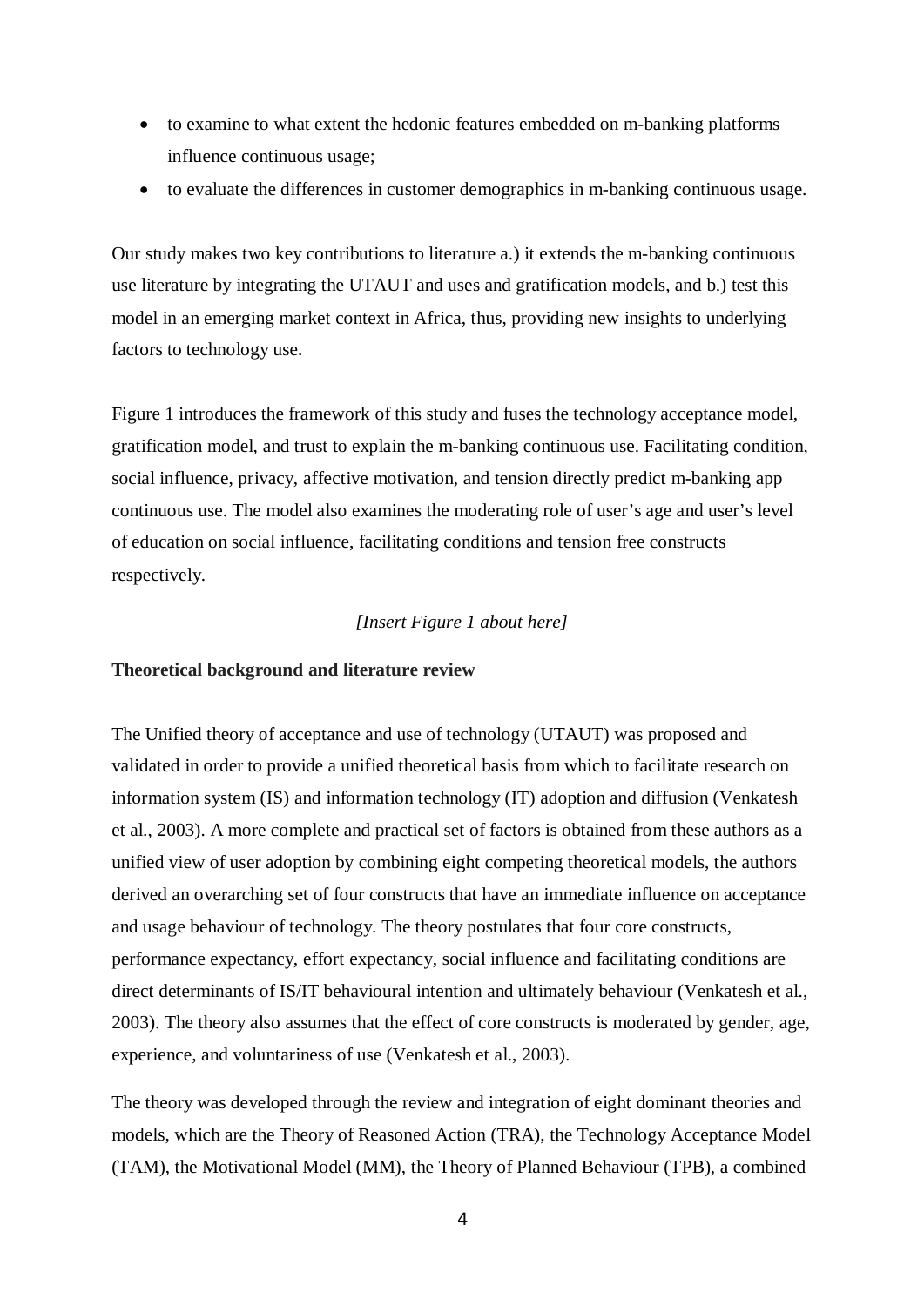- to examine to what extent the hedonic features embedded on m-banking platforms influence continuous usage;
- to evaluate the differences in customer demographics in m-banking continuous usage.

Our study makes two key contributions to literature a.) it extends the m-banking continuous use literature by integrating the UTAUT and uses and gratification models, and b.) test this model in an emerging market context in Africa, thus, providing new insights to underlying factors to technology use.

Figure 1 introduces the framework of this study and fuses the technology acceptance model, gratification model, and trust to explain the m-banking continuous use. Facilitating condition, social influence, privacy, affective motivation, and tension directly predict m-banking app continuous use. The model also examines the moderating role of user's age and user's level of education on social influence, facilitating conditions and tension free constructs respectively.

*[Insert Figure 1 about here]*

**Theoretical background and literature review**

The Unified theory of acceptance and use of technology (UTAUT) was proposed and validated in order to provide a unified theoretical basis from which to facilitate research on information system (IS) and information technology (IT) adoption and diffusion (Venkatesh et al., 2003). A more complete and practical set of factors is obtained from these authors as a unified view of user adoption by combining eight competing theoretical models, the authors derived an overarching set of four constructs that have an immediate influence on acceptance and usage behaviour of technology. The theory postulates that four core constructs, performance expectancy, effort expectancy, social influence and facilitating conditions are direct determinants of IS/IT behavioural intention and ultimately behaviour (Venkatesh et al., 2003). The theory also assumes that the effect of core constructs is moderated by gender, age, experience, and voluntariness of use (Venkatesh et al., 2003).

The theory was developed through the review and integration of eight dominant theories and models, which are the Theory of Reasoned Action (TRA), the Technology Acceptance Model (TAM), the Motivational Model (MM), the Theory of Planned Behaviour (TPB), a combined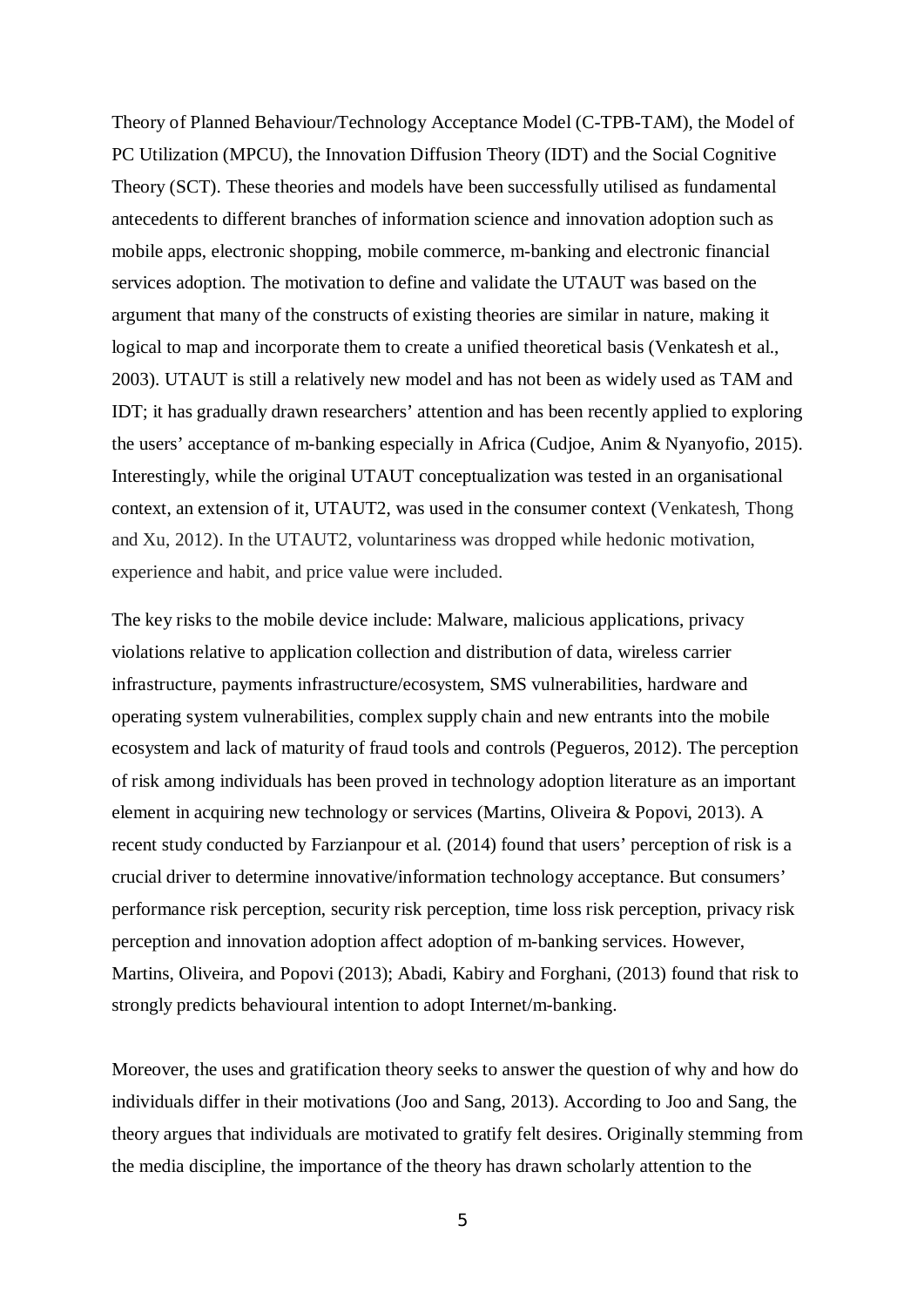Theory of Planned Behaviour/Technology Acceptance Model (C-TPB-TAM), the Model of PC Utilization (MPCU), the Innovation Diffusion Theory (IDT) and the Social Cognitive Theory (SCT). These theories and models have been successfully utilised as fundamental antecedents to different branches of information science and innovation adoption such as mobile apps, electronic shopping, mobile commerce, m-banking and electronic financial services adoption. The motivation to define and validate the UTAUT was based on the argument that many of the constructs of existing theories are similar in nature, making it logical to map and incorporate them to create a unified theoretical basis (Venkatesh et al., 2003). UTAUT is still a relatively new model and has not been as widely used as TAM and IDT; it has gradually drawn researchers' attention and has been recently applied to exploring the users' acceptance of m-banking especially in Africa (Cudjoe, Anim & Nyanyofio, 2015). Interestingly, while the original UTAUT conceptualization was tested in an organisational context, an extension of it, UTAUT2, was used in the consumer context (Venkatesh, Thong and Xu, 2012). In the UTAUT2, voluntariness was dropped while hedonic motivation, experience and habit, and price value were included.

The key risks to the mobile device include: Malware, malicious applications, privacy violations relative to application collection and distribution of data, wireless carrier infrastructure, payments infrastructure/ecosystem, SMS vulnerabilities, hardware and operating system vulnerabilities, complex supply chain and new entrants into the mobile ecosystem and lack of maturity of fraud tools and controls (Pegueros, 2012). The perception of risk among individuals has been proved in technology adoption literature as an important element in acquiring new technology or services (Martins, Oliveira & Popovi, 2013). A recent study conducted by Farzianpour et al. (2014) found that users' perception of risk is a crucial driver to determine innovative/information technology acceptance. But consumers' performance risk perception, security risk perception, time loss risk perception, privacy risk perception and innovation adoption affect adoption of m-banking services. However, Martins, Oliveira, and Popovi (2013); Abadi, Kabiry and Forghani, (2013) found that risk to strongly predicts behavioural intention to adopt Internet/m-banking.

Moreover, the uses and gratification theory seeks to answer the question of why and how do individuals differ in their motivations (Joo and Sang, 2013). According to Joo and Sang, the theory argues that individuals are motivated to gratify felt desires. Originally stemming from the media discipline, the importance of the theory has drawn scholarly attention to the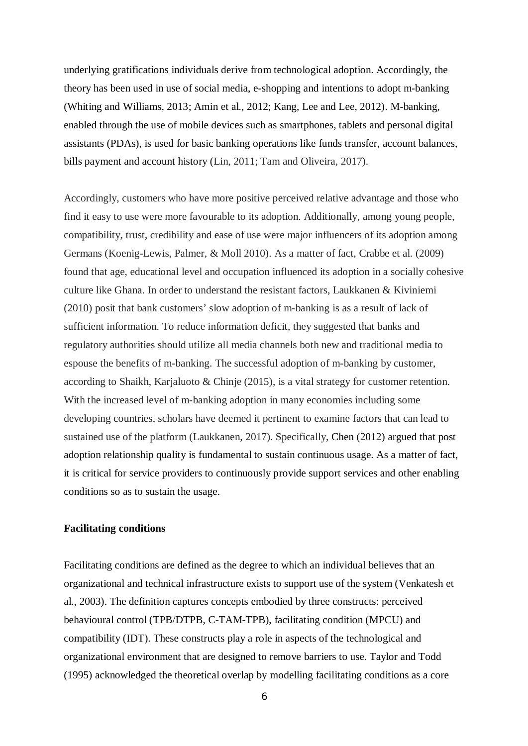underlying gratifications individuals derive from technological adoption. Accordingly, the theory has been used in use of social media, e-shopping and intentions to adopt m-banking (Whiting and Williams, 2013; Amin et al., 2012; Kang, Lee and Lee, 2012). M-banking, enabled through the use of mobile devices such as smartphones, tablets and personal digital assistants (PDAs), is used for basic banking operations like funds transfer, account balances, bills payment and account history (Lin, 2011; Tam and Oliveira, 2017).

Accordingly, customers who have more positive perceived relative advantage and those who find it easy to use were more favourable to its adoption. Additionally, among young people, compatibility, trust, credibility and ease of use were major influencers of its adoption among Germans (Koenig-Lewis, Palmer, & Moll 2010). As a matter of fact, Crabbe et al. (2009) found that age, educational level and occupation influenced its adoption in a socially cohesive culture like Ghana. In order to understand the resistant factors, Laukkanen & Kiviniemi (2010) posit that bank customers' slow adoption of m-banking is as a result of lack of sufficient information. To reduce information deficit, they suggested that banks and regulatory authorities should utilize all media channels both new and traditional media to espouse the benefits of m-banking. The successful adoption of m-banking by customer, according to Shaikh, Karjaluoto & Chinje (2015), is a vital strategy for customer retention. With the increased level of m-banking adoption in many economies including some developing countries, scholars have deemed it pertinent to examine factors that can lead to sustained use of the platform (Laukkanen, 2017). Specifically, Chen (2012) argued that post adoption relationship quality is fundamental to sustain continuous usage. As a matter of fact, it is critical for service providers to continuously provide support services and other enabling conditions so as to sustain the usage.

**Facilitating conditions**

Facilitating conditions are defined as the degree to which an individual believes that an organizational and technical infrastructure exists to support use of the system (Venkatesh et al., 2003). The definition captures concepts embodied by three constructs: perceived behavioural control (TPB/DTPB, C-TAM-TPB), facilitating condition (MPCU) and compatibility (IDT). These constructs play a role in aspects of the technological and organizational environment that are designed to remove barriers to use. Taylor and Todd (1995) acknowledged the theoretical overlap by modelling facilitating conditions as a core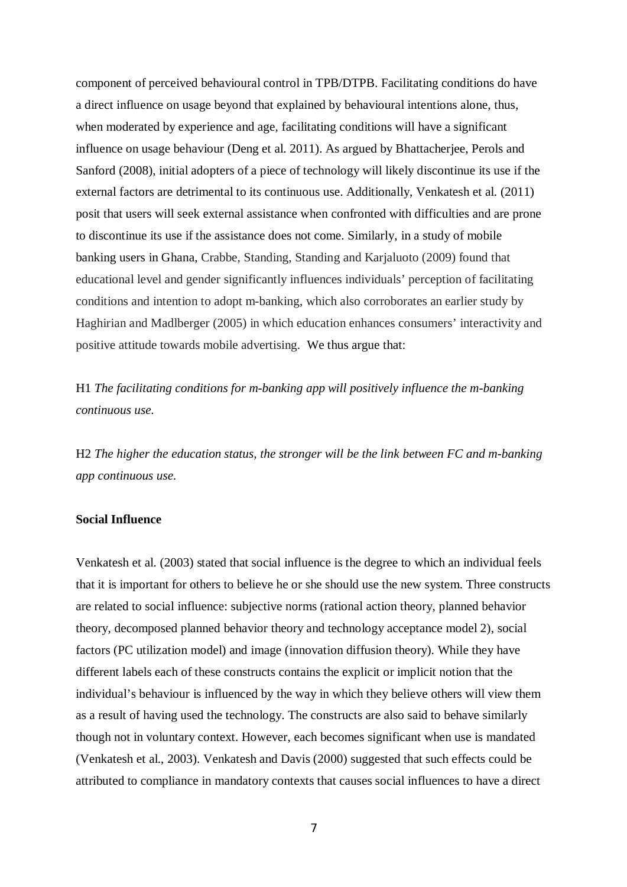component of perceived behavioural control in TPB/DTPB. Facilitating conditions do have a direct influence on usage beyond that explained by behavioural intentions alone, thus, when moderated by experience and age, facilitating conditions will have a significant influence on usage behaviour (Deng et al. 2011). As argued by Bhattacherjee, Perols and Sanford (2008), initial adopters of a piece of technology will likely discontinue its use if the external factors are detrimental to its continuous use. Additionally, Venkatesh et al. (2011) posit that users will seek external assistance when confronted with difficulties and are prone to discontinue its use if the assistance does not come. Similarly, in a study of mobile banking users in Ghana, Crabbe, Standing, Standing and Karjaluoto (2009) found that educational level and gender significantly influences individuals' perception of facilitating conditions and intention to adopt m-banking, which also corroborates an earlier study by Haghirian and Madlberger (2005) in which education enhances consumers' interactivity and positive attitude towards mobile advertising. We thus argue that:

H1 *The facilitating conditions for m-banking app will positively influence the m-banking continuous use.*

H2 *The higher the education status, the stronger will be the link between FC and m-banking app continuous use.*

**Social Influence**

Venkatesh et al. (2003) stated that social influence is the degree to which an individual feels that it is important for others to believe he or she should use the new system. Three constructs are related to social influence: subjective norms (rational action theory, planned behavior theory, decomposed planned behavior theory and technology acceptance model 2), social factors (PC utilization model) and image (innovation diffusion theory). While they have different labels each of these constructs contains the explicit or implicit notion that the individual's behaviour is influenced by the way in which they believe others will view them as a result of having used the technology. The constructs are also said to behave similarly though not in voluntary context. However, each becomes significant when use is mandated (Venkatesh et al., 2003). Venkatesh and Davis (2000) suggested that such effects could be attributed to compliance in mandatory contexts that causes social influences to have a direct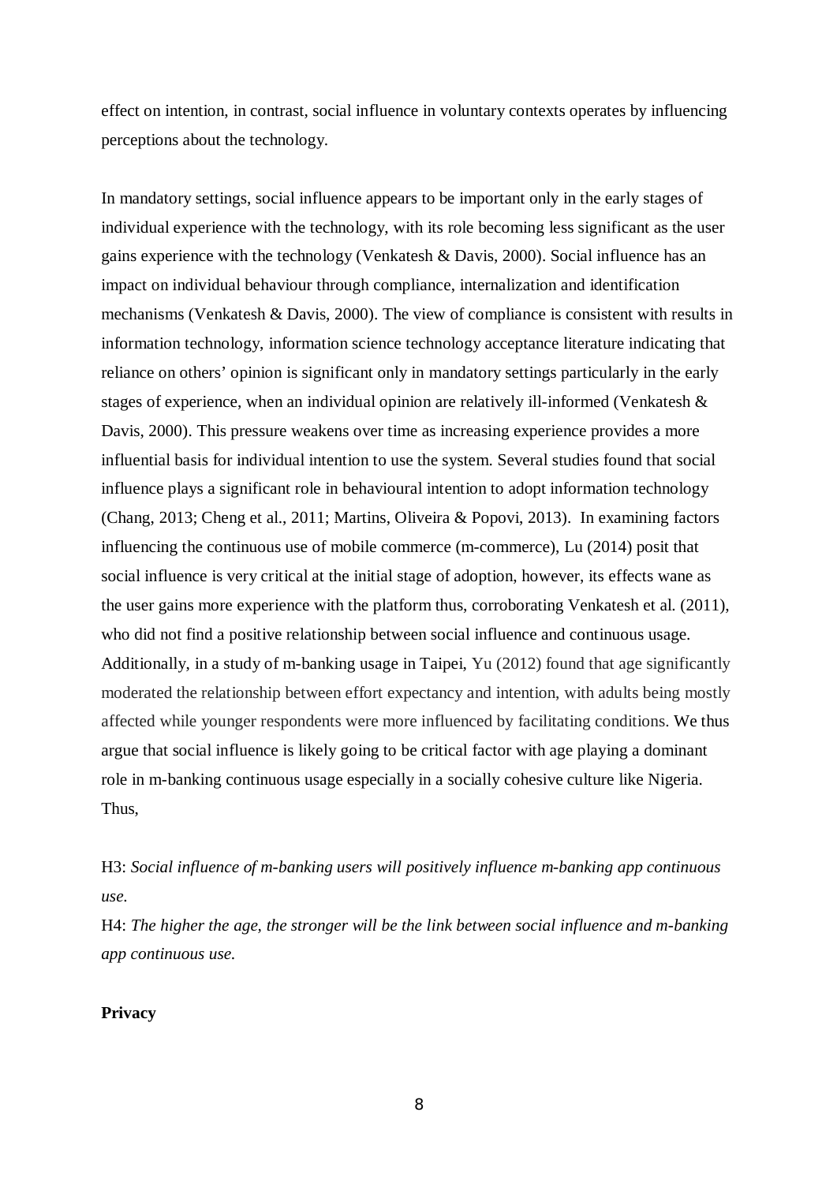effect on intention, in contrast, social influence in voluntary contexts operates by influencing perceptions about the technology.

In mandatory settings, social influence appears to be important only in the early stages of individual experience with the technology, with its role becoming less significant as the user gains experience with the technology (Venkatesh & Davis, 2000). Social influence has an impact on individual behaviour through compliance, internalization and identification mechanisms (Venkatesh & Davis, 2000). The view of compliance is consistent with results in information technology, information science technology acceptance literature indicating that reliance on others' opinion is significant only in mandatory settings particularly in the early stages of experience, when an individual opinion are relatively ill-informed (Venkatesh & Davis, 2000). This pressure weakens over time as increasing experience provides a more influential basis for individual intention to use the system. Several studies found that social influence plays a significant role in behavioural intention to adopt information technology (Chang, 2013; Cheng et al., 2011; Martins, Oliveira & Popovi, 2013). In examining factors influencing the continuous use of mobile commerce (m-commerce), Lu (2014) posit that social influence is very critical at the initial stage of adoption, however, its effects wane as the user gains more experience with the platform thus, corroborating Venkatesh et al. (2011), who did not find a positive relationship between social influence and continuous usage. Additionally, in a study of m-banking usage in Taipei, Yu (2012) found that age significantly moderated the relationship between effort expectancy and intention, with adults being mostly affected while younger respondents were more influenced by facilitating conditions. We thus argue that social influence is likely going to be critical factor with age playing a dominant role in m-banking continuous usage especially in a socially cohesive culture like Nigeria. Thus,

H3: *Social influence of m-banking users will positively influence m-banking app continuous use.*

H4: *The higher the age, the stronger will be the link between social influence and m-banking app continuous use.*

**Privacy**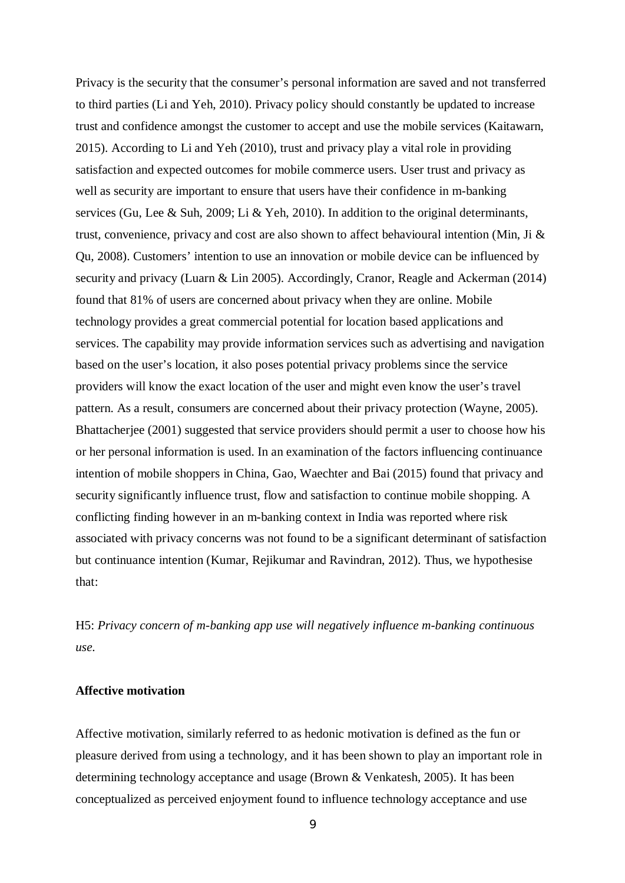Privacy is the security that the consumer's personal information are saved and not transferred to third parties (Li and Yeh, 2010). Privacy policy should constantly be updated to increase trust and confidence amongst the customer to accept and use the mobile services (Kaitawarn, 2015). According to Li and Yeh (2010), trust and privacy play a vital role in providing satisfaction and expected outcomes for mobile commerce users. User trust and privacy as well as security are important to ensure that users have their confidence in m-banking services (Gu, Lee & Suh, 2009; Li & Yeh, 2010). In addition to the original determinants, trust, convenience, privacy and cost are also shown to affect behavioural intention (Min, Ji & Qu, 2008). Customers' intention to use an innovation or mobile device can be influenced by security and privacy (Luarn & Lin 2005). Accordingly, Cranor, Reagle and Ackerman (2014) found that 81% of users are concerned about privacy when they are online. Mobile technology provides a great commercial potential for location based applications and services. The capability may provide information services such as advertising and navigation based on the user's location, it also poses potential privacy problems since the service providers will know the exact location of the user and might even know the user's travel pattern. As a result, consumers are concerned about their privacy protection (Wayne, 2005). Bhattacherjee (2001) suggested that service providers should permit a user to choose how his or her personal information is used. In an examination of the factors influencing continuance intention of mobile shoppers in China, Gao, Waechter and Bai (2015) found that privacy and security significantly influence trust, flow and satisfaction to continue mobile shopping. A conflicting finding however in an m-banking context in India was reported where risk associated with privacy concerns was not found to be a significant determinant of satisfaction but continuance intention (Kumar, Rejikumar and Ravindran, 2012). Thus, we hypothesise that:

H5: *Privacy concern of m-banking app use will negatively influence m-banking continuous use.*

**Affective motivation**

Affective motivation, similarly referred to as hedonic motivation is defined as the fun or pleasure derived from using a technology, and it has been shown to play an important role in determining technology acceptance and usage (Brown & Venkatesh, 2005). It has been conceptualized as perceived enjoyment found to influence technology acceptance and use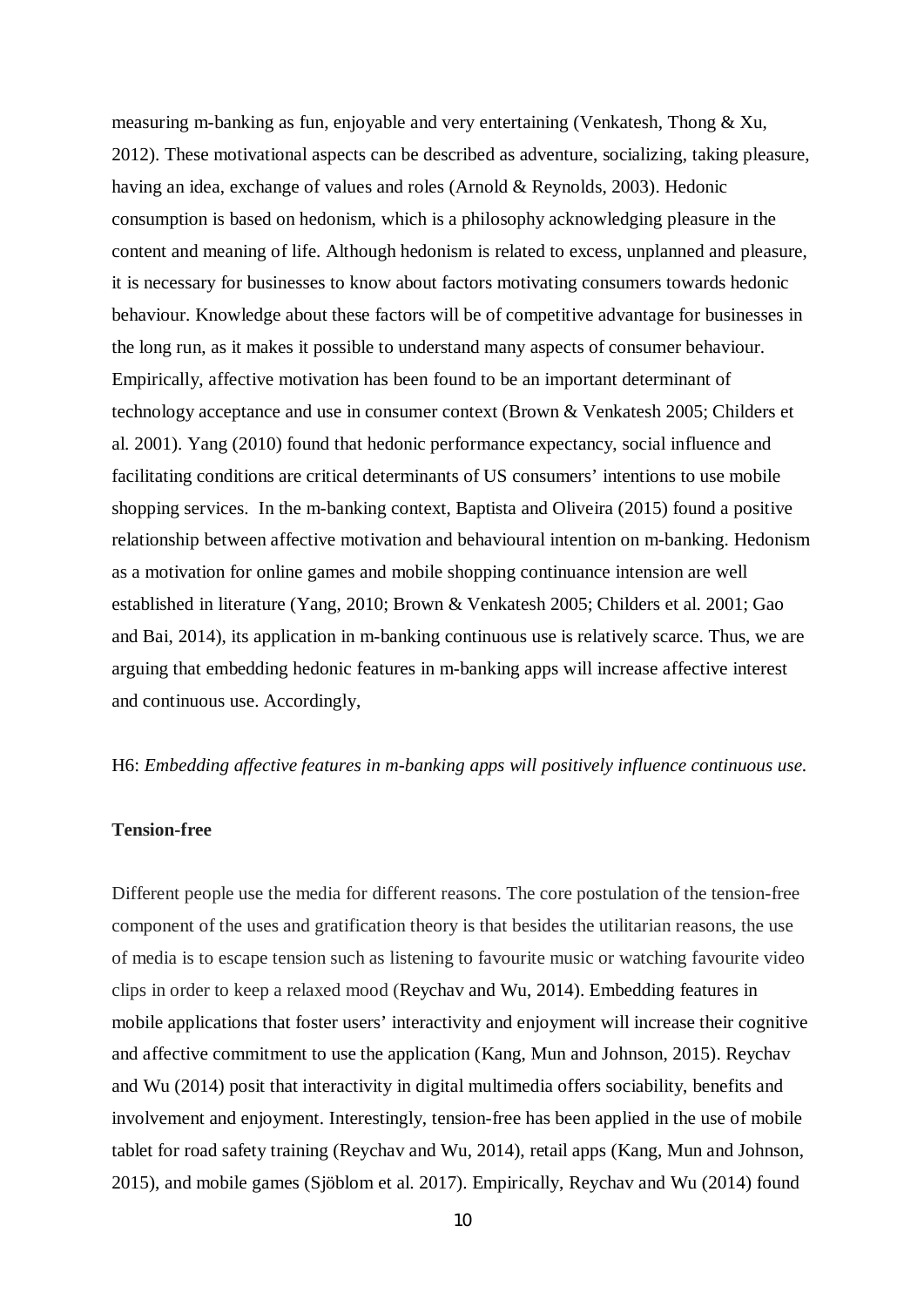measuring m-banking as fun, enjoyable and very entertaining (Venkatesh, Thong & Xu, 2012). These motivational aspects can be described as adventure, socializing, taking pleasure, having an idea, exchange of values and roles (Arnold & Reynolds, 2003). Hedonic consumption is based on hedonism, which is a philosophy acknowledging pleasure in the content and meaning of life. Although hedonism is related to excess, unplanned and pleasure, it is necessary for businesses to know about factors motivating consumers towards hedonic behaviour. Knowledge about these factors will be of competitive advantage for businesses in the long run, as it makes it possible to understand many aspects of consumer behaviour. Empirically, affective motivation has been found to be an important determinant of technology acceptance and use in consumer context (Brown & Venkatesh 2005; Childers et al. 2001). Yang (2010) found that hedonic performance expectancy, social influence and facilitating conditions are critical determinants of US consumers' intentions to use mobile shopping services. In the m-banking context, Baptista and Oliveira (2015) found a positive relationship between affective motivation and behavioural intention on m-banking. Hedonism as a motivation for online games and mobile shopping continuance intension are well established in literature (Yang, 2010; Brown & Venkatesh 2005; Childers et al. 2001; Gao and Bai, 2014), its application in m-banking continuous use is relatively scarce. Thus, we are arguing that embedding hedonic features in m-banking apps will increase affective interest and continuous use. Accordingly,

H6: *Embedding affective features in m-banking apps will positively influence continuous use.*

**Tension-free**

Different people use the media for different reasons. The core postulation of the tension-free component of the uses and gratification theory is that besides the utilitarian reasons, the use of media is to escape tension such as listening to favourite music or watching favourite video clips in order to keep a relaxed mood (Reychav and Wu, 2014). Embedding features in mobile applications that foster users' interactivity and enjoyment will increase their cognitive and affective commitment to use the application (Kang, Mun and Johnson, 2015). Reychav and Wu (2014) posit that interactivity in digital multimedia offers sociability, benefits and involvement and enjoyment. Interestingly, tension-free has been applied in the use of mobile tablet for road safety training (Reychav and Wu, 2014), retail apps (Kang, Mun and Johnson, 2015), and mobile games (Sjöblom et al. 2017). Empirically, Reychav and Wu (2014) found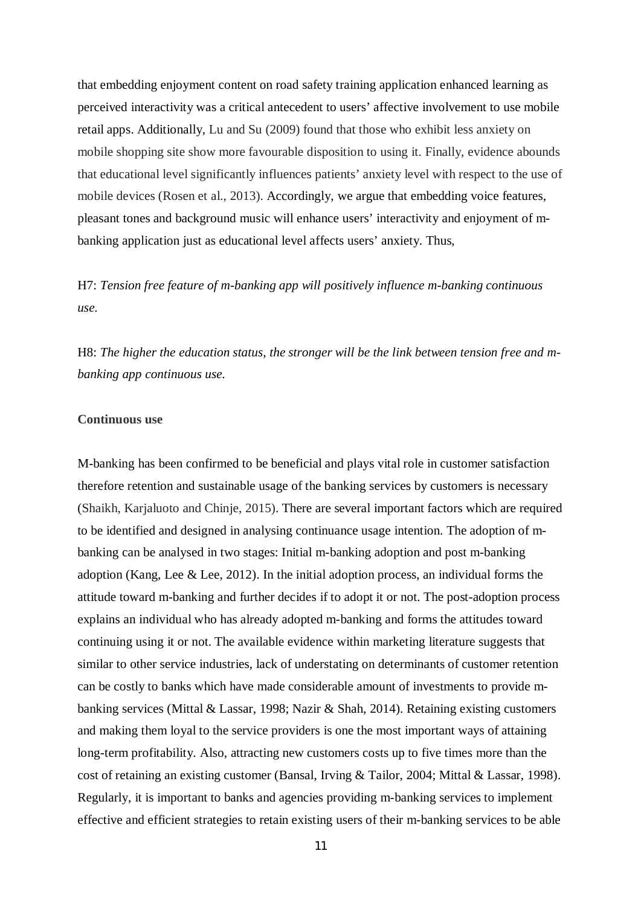that embedding enjoyment content on road safety training application enhanced learning as perceived interactivity was a critical antecedent to users' affective involvement to use mobile retail apps. Additionally, Lu and Su (2009) found that those who exhibit less anxiety on mobile shopping site show more favourable disposition to using it. Finally, evidence abounds that educational level significantly influences patients' anxiety level with respect to the use of mobile devices (Rosen et al., 2013). Accordingly, we argue that embedding voice features, pleasant tones and background music will enhance users' interactivity and enjoyment of m-banking application just as educational level affects users' anxiety. Thus,

H7: *Tension free feature of m-banking app will positively influence m-banking continuous use.*

H8: *The higher the education status, the stronger will be the link between tension free and m-banking app continuous use.*

**Continuous use**

M-banking has been confirmed to be beneficial and plays vital role in customer satisfaction therefore retention and sustainable usage of the banking services by customers is necessary (Shaikh, Karjaluoto and Chinje, 2015). There are several important factors which are required to be identified and designed in analysing continuance usage intention. The adoption of m-banking can be analysed in two stages: Initial m-banking adoption and post m-banking adoption (Kang, Lee & Lee, 2012). In the initial adoption process, an individual forms the attitude toward m-banking and further decides if to adopt it or not. The post-adoption process explains an individual who has already adopted m-banking and forms the attitudes toward continuing using it or not. The available evidence within marketing literature suggests that similar to other service industries, lack of understating on determinants of customer retention can be costly to banks which have made considerable amount of investments to provide m-banking services (Mittal & Lassar, 1998; Nazir & Shah, 2014). Retaining existing customers and making them loyal to the service providers is one the most important ways of attaining long-term profitability. Also, attracting new customers costs up to five times more than the cost of retaining an existing customer (Bansal, Irving & Tailor, 2004; Mittal & Lassar, 1998). Regularly, it is important to banks and agencies providing m-banking services to implement effective and efficient strategies to retain existing users of their m-banking services to be able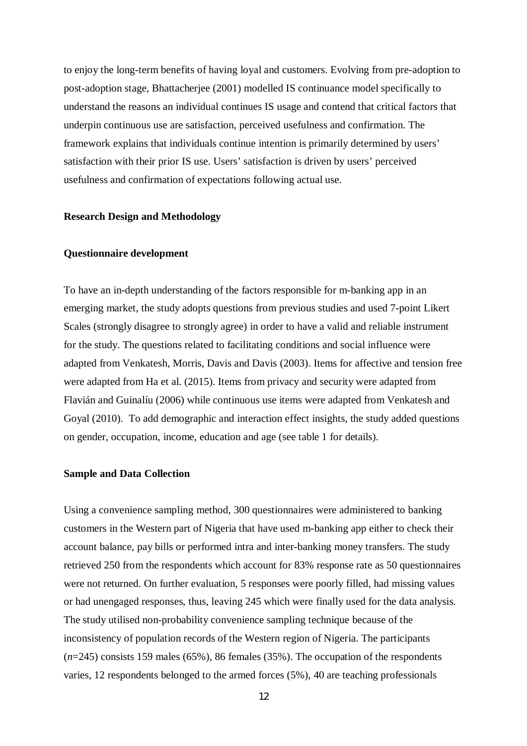to enjoy the long-term benefits of having loyal and customers. Evolving from pre-adoption to post-adoption stage, Bhattacherjee (2001) modelled IS continuance model specifically to understand the reasons an individual continues IS usage and contend that critical factors that underpin continuous use are satisfaction, perceived usefulness and confirmation. The framework explains that individuals continue intention is primarily determined by users' satisfaction with their prior IS use. Users' satisfaction is driven by users' perceived usefulness and confirmation of expectations following actual use.

## Research Design and Methodology

### Questionnaire development

To have an in-depth understanding of the factors responsible for m-banking app in an emerging market, the study adopts questions from previous studies and used 7-point Likert Scales (strongly disagree to strongly agree) in order to have a valid and reliable instrument for the study. The questions related to facilitating conditions and social influence were adapted from Venkatesh, Morris, Davis and Davis (2003). Items for affective and tension free were adapted from Ha et al. (2015). Items from privacy and security were adapted from Flavián and Guinalíu (2006) while continuous use items were adapted from Venkatesh and Goyal (2010). To add demographic and interaction effect insights, the study added questions on gender, occupation, income, education and age (see table 1 for details).

### Sample and Data Collection

Using a convenience sampling method, 300 questionnaires were administered to banking customers in the Western part of Nigeria that have used m-banking app either to check their account balance, pay bills or performed intra and inter-banking money transfers. The study retrieved 250 from the respondents which account for 83% response rate as 50 questionnaires were not returned. On further evaluation, 5 responses were poorly filled, had missing values or had unengaged responses, thus, leaving 245 which were finally used for the data analysis. The study utilised non-probability convenience sampling technique because of the inconsistency of population records of the Western region of Nigeria. The participants ($n$=245) consists 159 males (65%), 86 females (35%). The occupation of the respondents varies, 12 respondents belonged to the armed forces (5%), 40 are teaching professionals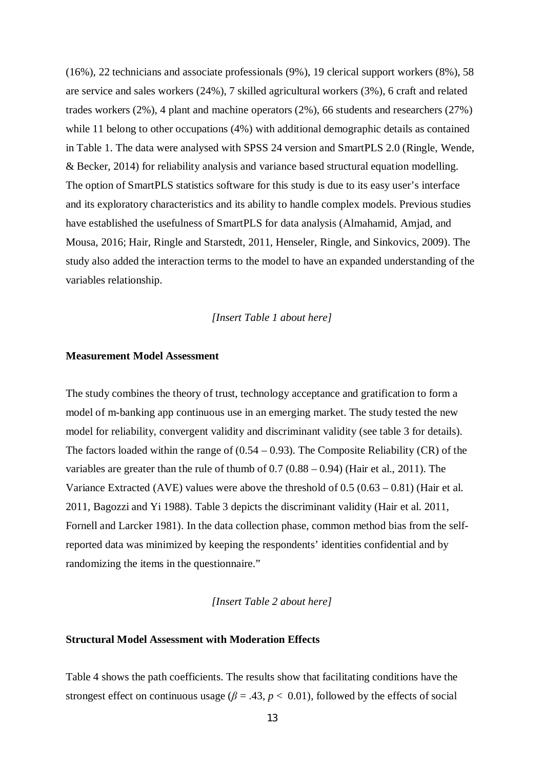(16%), 22 technicians and associate professionals (9%), 19 clerical support workers (8%), 58 are service and sales workers (24%), 7 skilled agricultural workers (3%), 6 craft and related trades workers (2%), 4 plant and machine operators (2%), 66 students and researchers (27%) while 11 belong to other occupations (4%) with additional demographic details as contained in Table 1. The data were analysed with SPSS 24 version and SmartPLS 2.0 (Ringle, Wende, & Becker, 2014) for reliability analysis and variance based structural equation modelling. The option of SmartPLS statistics software for this study is due to its easy user's interface and its exploratory characteristics and its ability to handle complex models. Previous studies have established the usefulness of SmartPLS for data analysis (Almahamid, Amjad, and Mousa, 2016; Hair, Ringle and Starstedt, 2011, Henseler, Ringle, and Sinkovics, 2009). The study also added the interaction terms to the model to have an expanded understanding of the variables relationship.

*[Insert Table 1 about here]*

**Measurement Model Assessment**

The study combines the theory of trust, technology acceptance and gratification to form a model of m-banking app continuous use in an emerging market. The study tested the new model for reliability, convergent validity and discriminant validity (see table 3 for details). The factors loaded within the range of (0.54 – 0.93). The Composite Reliability (CR) of the variables are greater than the rule of thumb of 0.7 (0.88 – 0.94) (Hair et al., 2011). The Variance Extracted (AVE) values were above the threshold of 0.5 (0.63 – 0.81) (Hair et al. 2011, Bagozzi and Yi 1988). Table 3 depicts the discriminant validity (Hair et al. 2011, Fornell and Larcker 1981). In the data collection phase, common method bias from the self-reported data was minimized by keeping the respondents' identities confidential and by randomizing the items in the questionnaire."

*[Insert Table 2 about here]*

**Structural Model Assessment with Moderation Effects**

Table 4 shows the path coefficients. The results show that facilitating conditions have the strongest effect on continuous usage ($\beta = .43$, $p < 0.01$), followed by the effects of social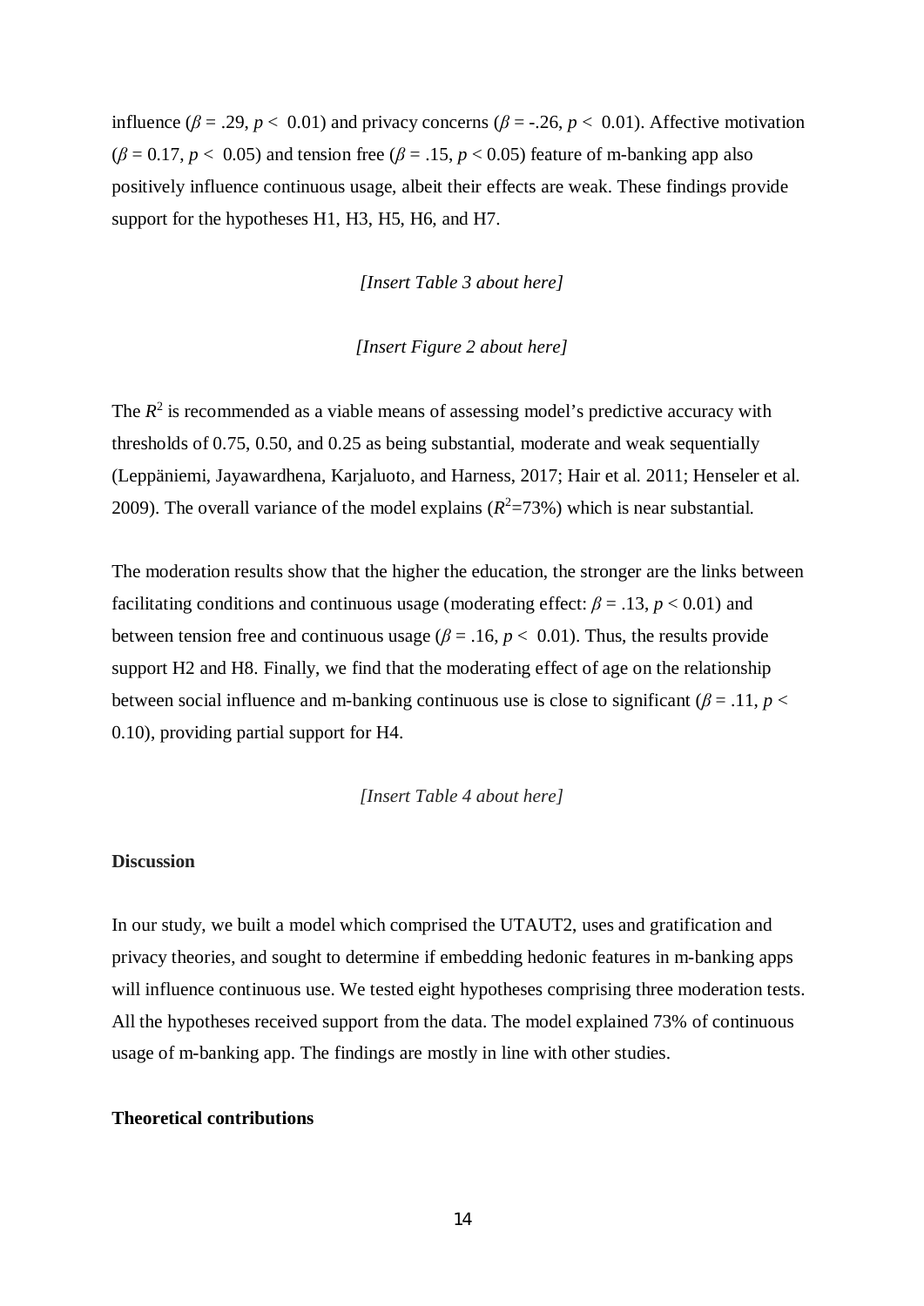influence ($\beta$ = .29, $p <$ 0.01) and privacy concerns ($\beta$ = -.26, $p <$ 0.01). Affective motivation ($\beta$ = 0.17, $p <$ 0.05) and tension free ($\beta$ = .15, $p < 0.05$) feature of m-banking app also positively influence continuous usage, albeit their effects are weak. These findings provide support for the hypotheses H1, H3, H5, H6, and H7.

*[Insert Table 3 about here]*

*[Insert Figure 2 about here]*

The $R^2$ is recommended as a viable means of assessing model's predictive accuracy with thresholds of 0.75, 0.50, and 0.25 as being substantial, moderate and weak sequentially (Leppäniemi, Jayawardhena, Karjaluoto, and Harness, 2017; Hair et al. 2011; Henseler et al. 2009). The overall variance of the model explains ($R^2$=73%) which is near substantial.

The moderation results show that the higher the education, the stronger are the links between facilitating conditions and continuous usage (moderating effect: $\beta$ = .13, $p < 0.01$) and between tension free and continuous usage ($\beta$ = .16, $p <$ 0.01). Thus, the results provide support H2 and H8. Finally, we find that the moderating effect of age on the relationship between social influence and m-banking continuous use is close to significant ($\beta$ = .11, $p <$ 0.10), providing partial support for H4.

*[Insert Table 4 about here]*

**Discussion**

In our study, we built a model which comprised the UTAUT2, uses and gratification and privacy theories, and sought to determine if embedding hedonic features in m-banking apps will influence continuous use. We tested eight hypotheses comprising three moderation tests. All the hypotheses received support from the data. The model explained 73% of continuous usage of m-banking app. The findings are mostly in line with other studies.

**Theoretical contributions**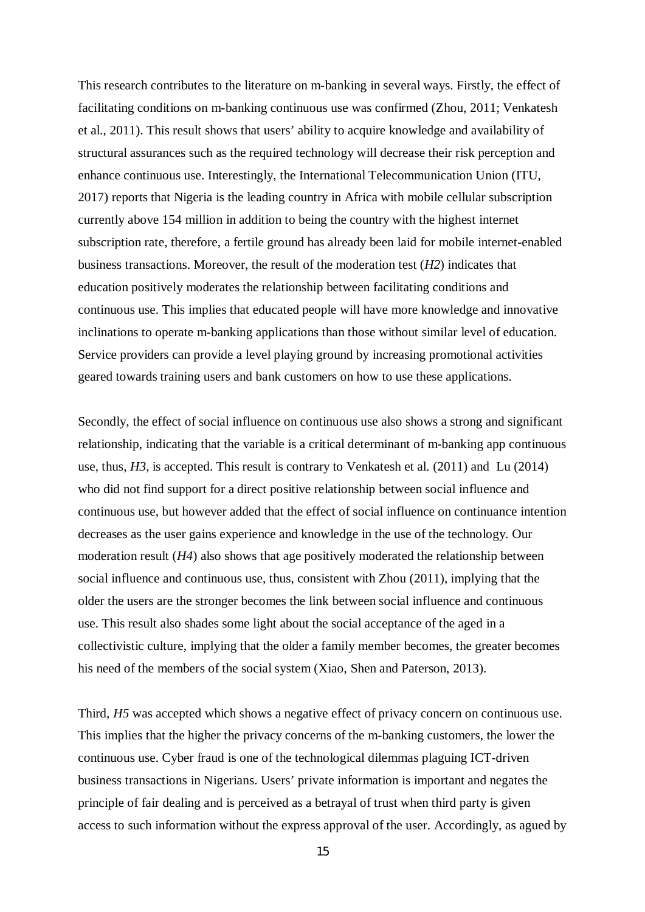This research contributes to the literature on m-banking in several ways. Firstly, the effect of facilitating conditions on m-banking continuous use was confirmed (Zhou, 2011; Venkatesh et al., 2011). This result shows that users' ability to acquire knowledge and availability of structural assurances such as the required technology will decrease their risk perception and enhance continuous use. Interestingly, the International Telecommunication Union (ITU, 2017) reports that Nigeria is the leading country in Africa with mobile cellular subscription currently above 154 million in addition to being the country with the highest internet subscription rate, therefore, a fertile ground has already been laid for mobile internet-enabled business transactions. Moreover, the result of the moderation test (*H2*) indicates that education positively moderates the relationship between facilitating conditions and continuous use. This implies that educated people will have more knowledge and innovative inclinations to operate m-banking applications than those without similar level of education. Service providers can provide a level playing ground by increasing promotional activities geared towards training users and bank customers on how to use these applications.

Secondly, the effect of social influence on continuous use also shows a strong and significant relationship, indicating that the variable is a critical determinant of m-banking app continuous use, thus, *H3*, is accepted. This result is contrary to Venkatesh et al. (2011) and Lu (2014) who did not find support for a direct positive relationship between social influence and continuous use, but however added that the effect of social influence on continuance intention decreases as the user gains experience and knowledge in the use of the technology. Our moderation result (*H4*) also shows that age positively moderated the relationship between social influence and continuous use, thus, consistent with Zhou (2011), implying that the older the users are the stronger becomes the link between social influence and continuous use. This result also shades some light about the social acceptance of the aged in a collectivistic culture, implying that the older a family member becomes, the greater becomes his need of the members of the social system (Xiao, Shen and Paterson, 2013).

Third, *H5* was accepted which shows a negative effect of privacy concern on continuous use. This implies that the higher the privacy concerns of the m-banking customers, the lower the continuous use. Cyber fraud is one of the technological dilemmas plaguing ICT-driven business transactions in Nigerians. Users' private information is important and negates the principle of fair dealing and is perceived as a betrayal of trust when third party is given access to such information without the express approval of the user. Accordingly, as agued by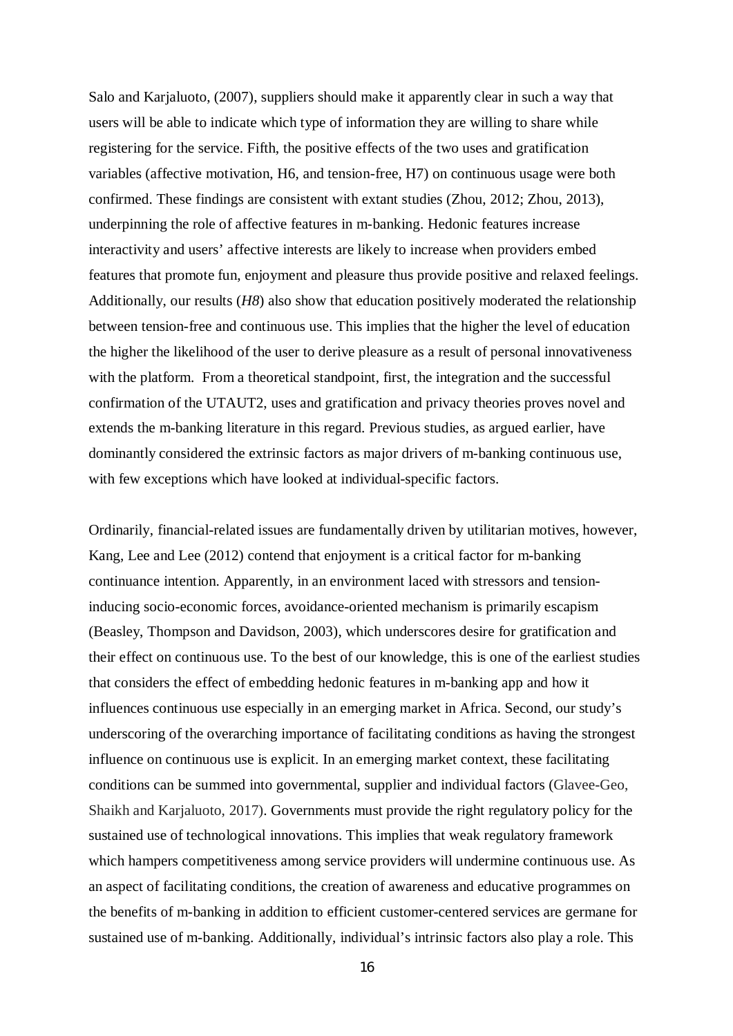Salo and Karjaluoto, (2007), suppliers should make it apparently clear in such a way that users will be able to indicate which type of information they are willing to share while registering for the service. Fifth, the positive effects of the two uses and gratification variables (affective motivation, H6, and tension-free, H7) on continuous usage were both confirmed. These findings are consistent with extant studies (Zhou, 2012; Zhou, 2013), underpinning the role of affective features in m-banking. Hedonic features increase interactivity and users' affective interests are likely to increase when providers embed features that promote fun, enjoyment and pleasure thus provide positive and relaxed feelings. Additionally, our results (*H8*) also show that education positively moderated the relationship between tension-free and continuous use. This implies that the higher the level of education the higher the likelihood of the user to derive pleasure as a result of personal innovativeness with the platform. From a theoretical standpoint, first, the integration and the successful confirmation of the UTAUT2, uses and gratification and privacy theories proves novel and extends the m-banking literature in this regard. Previous studies, as argued earlier, have dominantly considered the extrinsic factors as major drivers of m-banking continuous use, with few exceptions which have looked at individual-specific factors.

Ordinarily, financial-related issues are fundamentally driven by utilitarian motives, however, Kang, Lee and Lee (2012) contend that enjoyment is a critical factor for m-banking continuance intention. Apparently, in an environment laced with stressors and tension-inducing socio-economic forces, avoidance-oriented mechanism is primarily escapism (Beasley, Thompson and Davidson, 2003), which underscores desire for gratification and their effect on continuous use. To the best of our knowledge, this is one of the earliest studies that considers the effect of embedding hedonic features in m-banking app and how it influences continuous use especially in an emerging market in Africa. Second, our study's underscoring of the overarching importance of facilitating conditions as having the strongest influence on continuous use is explicit. In an emerging market context, these facilitating conditions can be summed into governmental, supplier and individual factors (Glavee-Geo, Shaikh and Karjaluoto, 2017). Governments must provide the right regulatory policy for the sustained use of technological innovations. This implies that weak regulatory framework which hampers competitiveness among service providers will undermine continuous use. As an aspect of facilitating conditions, the creation of awareness and educative programmes on the benefits of m-banking in addition to efficient customer-centered services are germane for sustained use of m-banking. Additionally, individual's intrinsic factors also play a role. This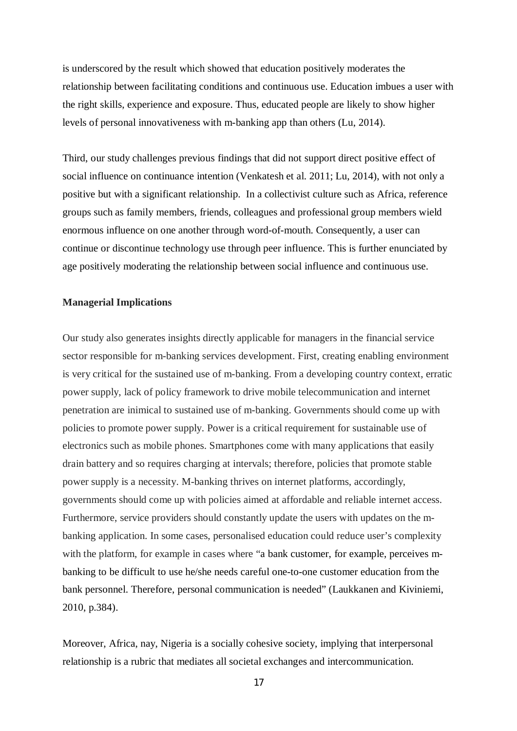is underscored by the result which showed that education positively moderates the relationship between facilitating conditions and continuous use. Education imbues a user with the right skills, experience and exposure. Thus, educated people are likely to show higher levels of personal innovativeness with m-banking app than others (Lu, 2014).

Third, our study challenges previous findings that did not support direct positive effect of social influence on continuance intention (Venkatesh et al. 2011; Lu, 2014), with not only a positive but with a significant relationship. In a collectivist culture such as Africa, reference groups such as family members, friends, colleagues and professional group members wield enormous influence on one another through word-of-mouth. Consequently, a user can continue or discontinue technology use through peer influence. This is further enunciated by age positively moderating the relationship between social influence and continuous use.

**Managerial Implications**

Our study also generates insights directly applicable for managers in the financial service sector responsible for m-banking services development. First, creating enabling environment is very critical for the sustained use of m-banking. From a developing country context, erratic power supply, lack of policy framework to drive mobile telecommunication and internet penetration are inimical to sustained use of m-banking. Governments should come up with policies to promote power supply. Power is a critical requirement for sustainable use of electronics such as mobile phones. Smartphones come with many applications that easily drain battery and so requires charging at intervals; therefore, policies that promote stable power supply is a necessity. M-banking thrives on internet platforms, accordingly, governments should come up with policies aimed at affordable and reliable internet access. Furthermore, service providers should constantly update the users with updates on the m-banking application. In some cases, personalised education could reduce user's complexity with the platform, for example in cases where "a bank customer, for example, perceives m-banking to be difficult to use he/she needs careful one-to-one customer education from the bank personnel. Therefore, personal communication is needed" (Laukkanen and Kiviniemi, 2010, p.384).

Moreover, Africa, nay, Nigeria is a socially cohesive society, implying that interpersonal relationship is a rubric that mediates all societal exchanges and intercommunication.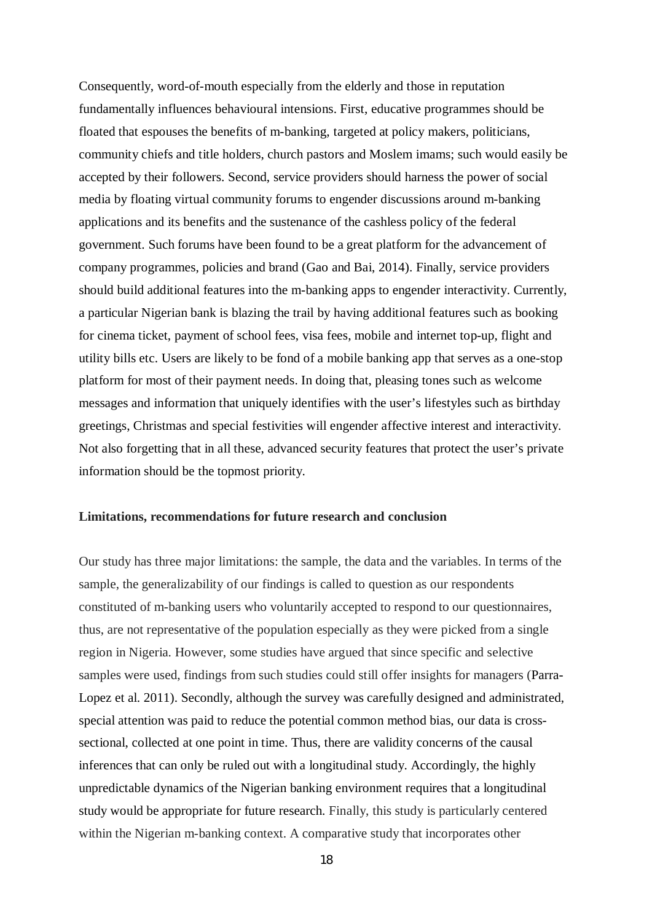Consequently, word-of-mouth especially from the elderly and those in reputation fundamentally influences behavioural intensions. First, educative programmes should be floated that espouses the benefits of m-banking, targeted at policy makers, politicians, community chiefs and title holders, church pastors and Moslem imams; such would easily be accepted by their followers. Second, service providers should harness the power of social media by floating virtual community forums to engender discussions around m-banking applications and its benefits and the sustenance of the cashless policy of the federal government. Such forums have been found to be a great platform for the advancement of company programmes, policies and brand (Gao and Bai, 2014). Finally, service providers should build additional features into the m-banking apps to engender interactivity. Currently, a particular Nigerian bank is blazing the trail by having additional features such as booking for cinema ticket, payment of school fees, visa fees, mobile and internet top-up, flight and utility bills etc. Users are likely to be fond of a mobile banking app that serves as a one-stop platform for most of their payment needs. In doing that, pleasing tones such as welcome messages and information that uniquely identifies with the user's lifestyles such as birthday greetings, Christmas and special festivities will engender affective interest and interactivity. Not also forgetting that in all these, advanced security features that protect the user's private information should be the topmost priority.

**Limitations, recommendations for future research and conclusion**

Our study has three major limitations: the sample, the data and the variables. In terms of the sample, the generalizability of our findings is called to question as our respondents constituted of m-banking users who voluntarily accepted to respond to our questionnaires, thus, are not representative of the population especially as they were picked from a single region in Nigeria. However, some studies have argued that since specific and selective samples were used, findings from such studies could still offer insights for managers (Parra-Lopez et al. 2011). Secondly, although the survey was carefully designed and administrated, special attention was paid to reduce the potential common method bias, our data is cross-sectional, collected at one point in time. Thus, there are validity concerns of the causal inferences that can only be ruled out with a longitudinal study. Accordingly, the highly unpredictable dynamics of the Nigerian banking environment requires that a longitudinal study would be appropriate for future research. Finally, this study is particularly centered within the Nigerian m-banking context. A comparative study that incorporates other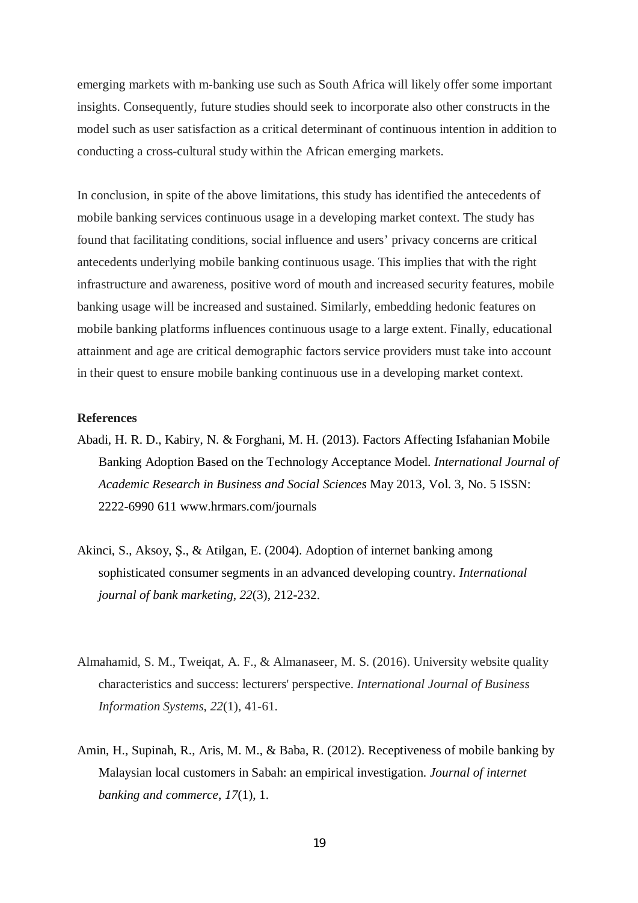emerging markets with m-banking use such as South Africa will likely offer some important insights. Consequently, future studies should seek to incorporate also other constructs in the model such as user satisfaction as a critical determinant of continuous intention in addition to conducting a cross-cultural study within the African emerging markets.

In conclusion, in spite of the above limitations, this study has identified the antecedents of mobile banking services continuous usage in a developing market context. The study has found that facilitating conditions, social influence and users' privacy concerns are critical antecedents underlying mobile banking continuous usage. This implies that with the right infrastructure and awareness, positive word of mouth and increased security features, mobile banking usage will be increased and sustained. Similarly, embedding hedonic features on mobile banking platforms influences continuous usage to a large extent. Finally, educational attainment and age are critical demographic factors service providers must take into account in their quest to ensure mobile banking continuous use in a developing market context.

**References**

Abadi, H. R. D., Kabiry, N. & Forghani, M. H. (2013). Factors Affecting Isfahanian Mobile Banking Adoption Based on the Technology Acceptance Model. *International Journal of Academic Research in Business and Social Sciences* May 2013, Vol. 3, No. 5 ISSN: 2222-6990 611 www.hrmars.com/journals

Akinci, S., Aksoy, Ş., & Atilgan, E. (2004). Adoption of internet banking among sophisticated consumer segments in an advanced developing country. *International journal of bank marketing*, *22*(3), 212-232.

Almahamid, S. M., Tweiqat, A. F., & Almanaseer, M. S. (2016). University website quality characteristics and success: lecturers' perspective. *International Journal of Business Information Systems*, *22*(1), 41-61.

Amin, H., Supinah, R., Aris, M. M., & Baba, R. (2012). Receptiveness of mobile banking by Malaysian local customers in Sabah: an empirical investigation. *Journal of internet banking and commerce*, *17*(1), 1.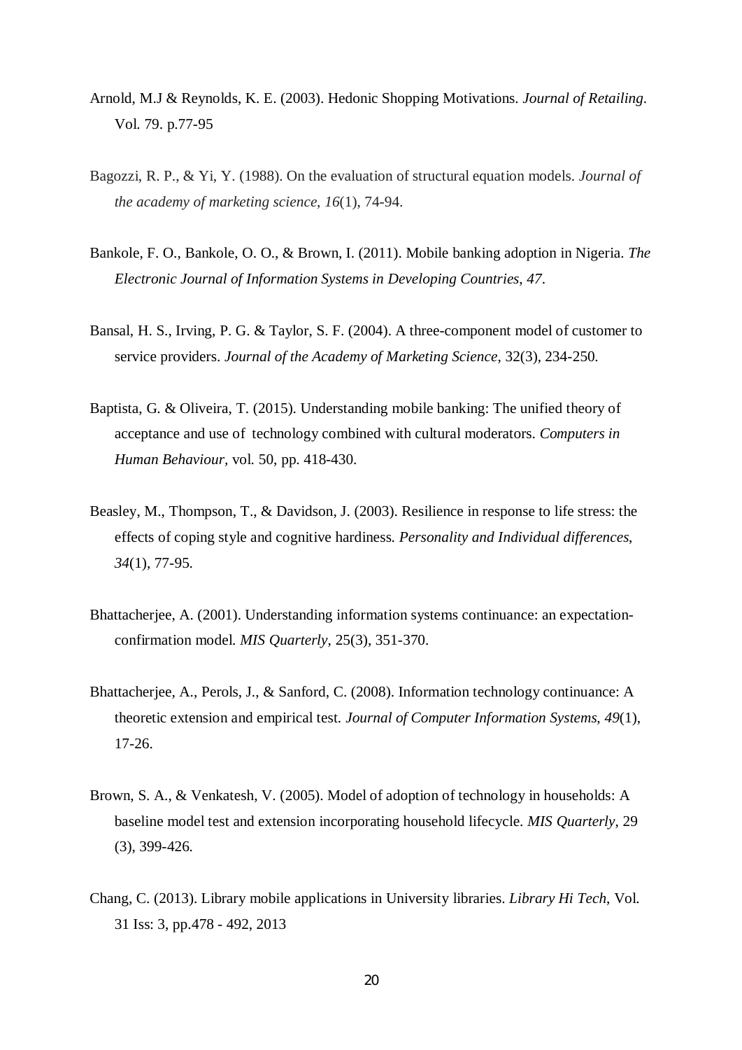Arnold, M.J & Reynolds, K. E. (2003). Hedonic Shopping Motivations. *Journal of Retailing*. Vol. 79. p.77-95

Bagozzi, R. P., & Yi, Y. (1988). On the evaluation of structural equation models. *Journal of the academy of marketing science*, *16*(1), 74-94.

Bankole, F. O., Bankole, O. O., & Brown, I. (2011). Mobile banking adoption in Nigeria. *The Electronic Journal of Information Systems in Developing Countries*, *47*.

Bansal, H. S., Irving, P. G. & Taylor, S. F. (2004). A three-component model of customer to service providers. *Journal of the Academy of Marketing Science*, 32(3), 234-250.

Baptista, G. & Oliveira, T. (2015). Understanding mobile banking: The unified theory of acceptance and use of technology combined with cultural moderators. *Computers in Human Behaviour,* vol. 50, pp. 418-430.

Beasley, M., Thompson, T., & Davidson, J. (2003). Resilience in response to life stress: the effects of coping style and cognitive hardiness. *Personality and Individual differences*, *34*(1), 77-95.

Bhattacherjee, A. (2001). Understanding information systems continuance: an expectation-confirmation model. *MIS Quarterly*, 25(3), 351-370.

Bhattacherjee, A., Perols, J., & Sanford, C. (2008). Information technology continuance: A theoretic extension and empirical test. *Journal of Computer Information Systems*, *49*(1), 17-26.

Brown, S. A., & Venkatesh, V. (2005). Model of adoption of technology in households: A baseline model test and extension incorporating household lifecycle. *MIS Quarterly*, 29 (3), 399-426.

Chang, C. (2013). Library mobile applications in University libraries. *Library Hi Tech*, Vol. 31 Iss: 3, pp.478 - 492, 2013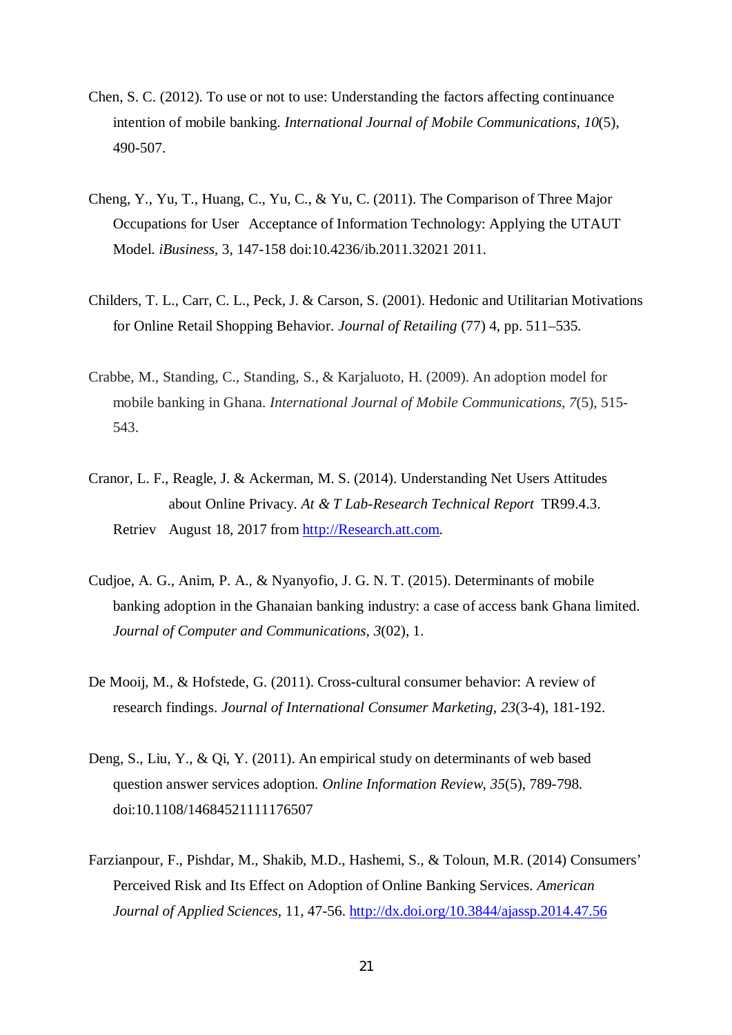Chen, S. C. (2012). To use or not to use: Understanding the factors affecting continuance intention of mobile banking. *International Journal of Mobile Communications*, *10*(5), 490-507.

Cheng, Y., Yu, T., Huang, C., Yu, C., & Yu, C. (2011). The Comparison of Three Major Occupations for User Acceptance of Information Technology: Applying the UTAUT Model. *iBusiness*, 3, 147-158 doi:10.4236/ib.2011.32021 2011.

Childers, T. L., Carr, C. L., Peck, J. & Carson, S. (2001). Hedonic and Utilitarian Motivations for Online Retail Shopping Behavior. *Journal of Retailing* (77) 4, pp. 511–535.

Crabbe, M., Standing, C., Standing, S., & Karjaluoto, H. (2009). An adoption model for mobile banking in Ghana. *International Journal of Mobile Communications*, *7*(5), 515-543.

Cranor, L. F., Reagle, J. & Ackerman, M. S. (2014). Understanding Net Users Attitudes about Online Privacy. *At & T Lab-Research Technical Report* TR99.4.3. Retriev August 18, 2017 from [http://Research.att.com](http://Research.att.com).

Cudjoe, A. G., Anim, P. A., & Nyanyofio, J. G. N. T. (2015). Determinants of mobile banking adoption in the Ghanaian banking industry: a case of access bank Ghana limited. *Journal of Computer and Communications*, *3*(02), 1.

De Mooij, M., & Hofstede, G. (2011). Cross-cultural consumer behavior: A review of research findings. *Journal of International Consumer Marketing*, *23*(3-4), 181-192.

Deng, S., Liu, Y., & Qi, Y. (2011). An empirical study on determinants of web based question answer services adoption. *Online Information Review, 35*(5), 789-798. doi:10.1108/14684521111176507

Farzianpour, F., Pishdar, M., Shakib, M.D., Hashemi, S., & Toloun, M.R. (2014) Consumers' Perceived Risk and Its Effect on Adoption of Online Banking Services. *American Journal of Applied Sciences*, 11, 47-56. [http://dx.doi.org/10.3844/ajassp.2014.47.56](http://dx.doi.org/10.3844/ajassp.2014.47.56)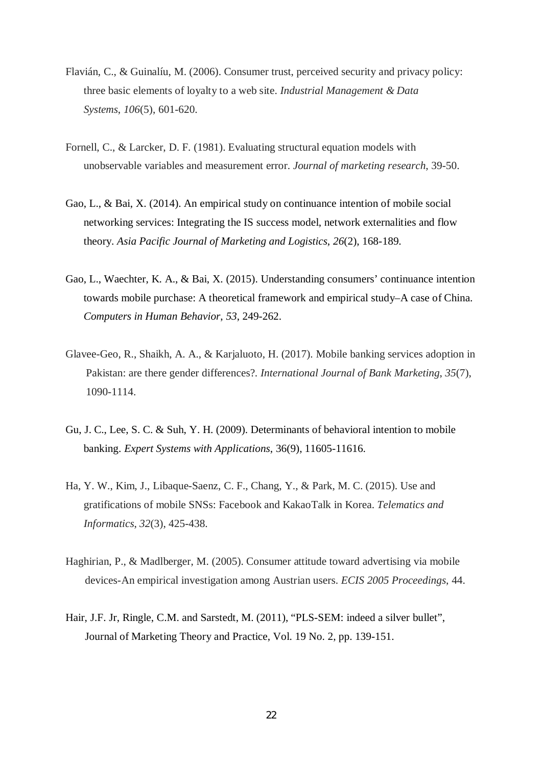Flavián, C., & Guinalíu, M. (2006). Consumer trust, perceived security and privacy policy: three basic elements of loyalty to a web site. *Industrial Management & Data Systems*, *106*(5), 601-620.

Fornell, C., & Larcker, D. F. (1981). Evaluating structural equation models with unobservable variables and measurement error. *Journal of marketing research*, 39-50.

Gao, L., & Bai, X. (2014). An empirical study on continuance intention of mobile social networking services: Integrating the IS success model, network externalities and flow theory. *Asia Pacific Journal of Marketing and Logistics*, *26*(2), 168-189.

Gao, L., Waechter, K. A., & Bai, X. (2015). Understanding consumers' continuance intention towards mobile purchase: A theoretical framework and empirical study–A case of China. *Computers in Human Behavior*, *53*, 249-262.

Glavee-Geo, R., Shaikh, A. A., & Karjaluoto, H. (2017). Mobile banking services adoption in Pakistan: are there gender differences?. *International Journal of Bank Marketing*, *35*(7), 1090-1114.

Gu, J. C., Lee, S. C. & Suh, Y. H. (2009). Determinants of behavioral intention to mobile banking. *Expert Systems with Applications*, 36(9), 11605-11616.

Ha, Y. W., Kim, J., Libaque-Saenz, C. F., Chang, Y., & Park, M. C. (2015). Use and gratifications of mobile SNSs: Facebook and KakaoTalk in Korea. *Telematics and Informatics*, *32*(3), 425-438.

Haghirian, P., & Madlberger, M. (2005). Consumer attitude toward advertising via mobile devices-An empirical investigation among Austrian users. *ECIS 2005 Proceedings*, 44.

Hair, J.F. Jr, Ringle, C.M. and Sarstedt, M. (2011), "PLS-SEM: indeed a silver bullet", Journal of Marketing Theory and Practice, Vol. 19 No. 2, pp. 139-151.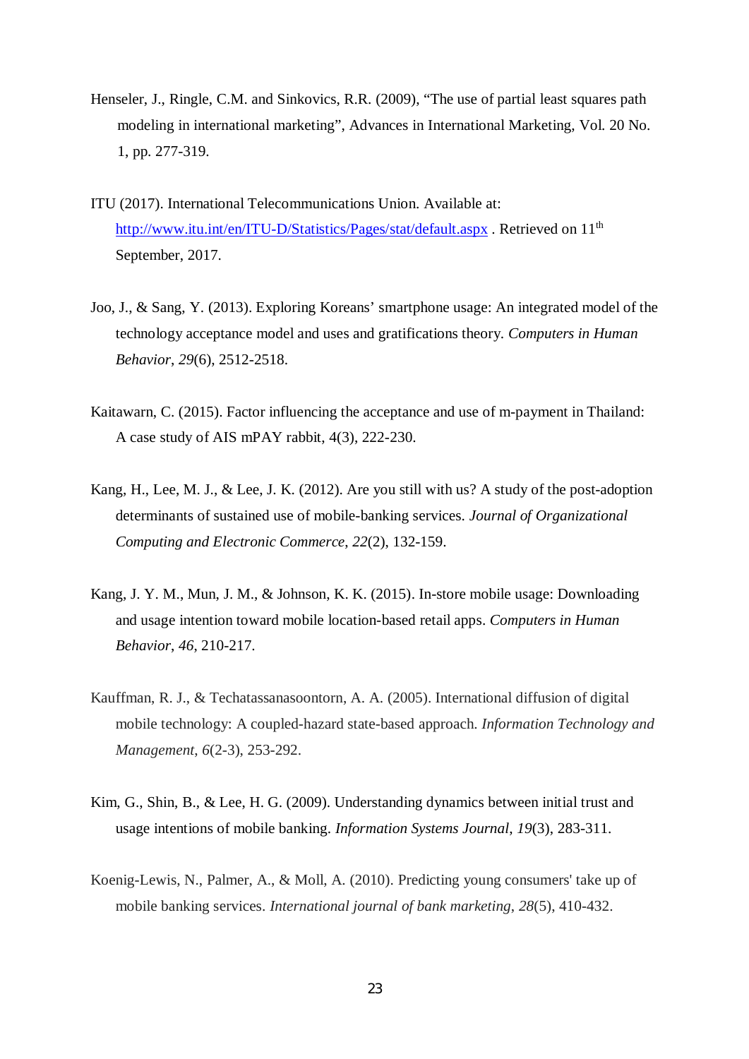Henseler, J., Ringle, C.M. and Sinkovics, R.R. (2009), "The use of partial least squares path modeling in international marketing", Advances in International Marketing, Vol. 20 No. 1, pp. 277-319.

ITU (2017). International Telecommunications Union. Available at: http://www.itu.int/en/ITU-D/Statistics/Pages/stat/default.aspx . Retrieved on 11th September, 2017.

Joo, J., & Sang, Y. (2013). Exploring Koreans' smartphone usage: An integrated model of the technology acceptance model and uses and gratifications theory. *Computers in Human Behavior*, *29*(6), 2512-2518.

Kaitawarn, C. (2015). Factor influencing the acceptance and use of m-payment in Thailand: A case study of AIS mPAY rabbit, 4(3), 222-230.

Kang, H., Lee, M. J., & Lee, J. K. (2012). Are you still with us? A study of the post-adoption determinants of sustained use of mobile-banking services. *Journal of Organizational Computing and Electronic Commerce*, *22*(2), 132-159.

Kang, J. Y. M., Mun, J. M., & Johnson, K. K. (2015). In-store mobile usage: Downloading and usage intention toward mobile location-based retail apps. *Computers in Human Behavior*, *46*, 210-217.

Kauffman, R. J., & Techatassanasoontorn, A. A. (2005). International diffusion of digital mobile technology: A coupled-hazard state-based approach. *Information Technology and Management*, *6*(2-3), 253-292.

Kim, G., Shin, B., & Lee, H. G. (2009). Understanding dynamics between initial trust and usage intentions of mobile banking. *Information Systems Journal*, *19*(3), 283-311.

Koenig-Lewis, N., Palmer, A., & Moll, A. (2010). Predicting young consumers' take up of mobile banking services. *International journal of bank marketing*, *28*(5), 410-432.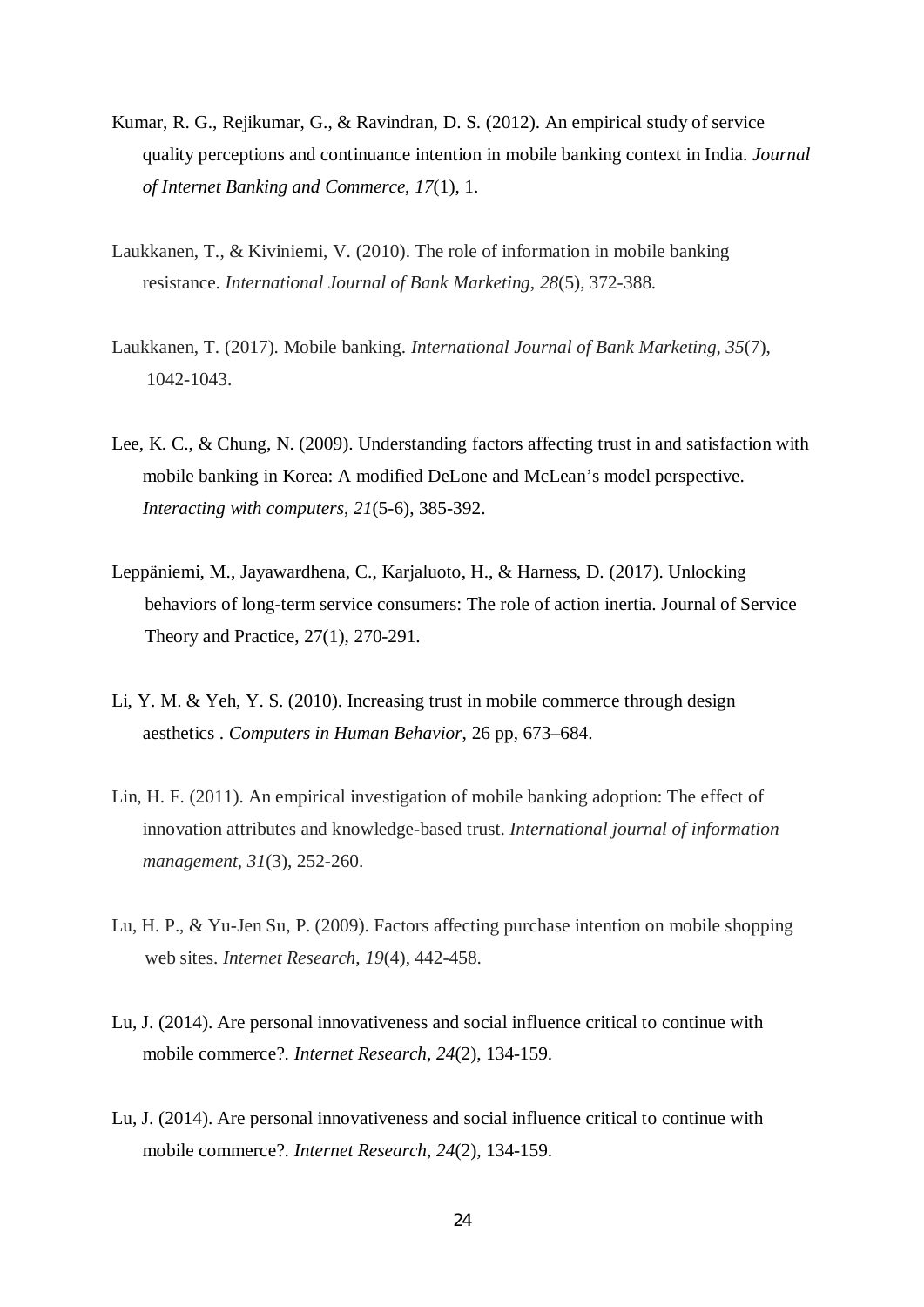Kumar, R. G., Rejikumar, G., & Ravindran, D. S. (2012). An empirical study of service quality perceptions and continuance intention in mobile banking context in India. *Journal of Internet Banking and Commerce*, *17*(1), 1.

Laukkanen, T., & Kiviniemi, V. (2010). The role of information in mobile banking resistance. *International Journal of Bank Marketing*, *28*(5), 372-388.

Laukkanen, T. (2017). Mobile banking. *International Journal of Bank Marketing*, *35*(7), 1042-1043.

Lee, K. C., & Chung, N. (2009). Understanding factors affecting trust in and satisfaction with mobile banking in Korea: A modified DeLone and McLean's model perspective. *Interacting with computers*, *21*(5-6), 385-392.

Leppäniemi, M., Jayawardhena, C., Karjaluoto, H., & Harness, D. (2017). Unlocking behaviors of long-term service consumers: The role of action inertia. Journal of Service Theory and Practice, 27(1), 270-291.

Li, Y. M. & Yeh, Y. S. (2010). Increasing trust in mobile commerce through design aesthetics . *Computers in Human Behavior*, 26 pp, 673–684.

Lin, H. F. (2011). An empirical investigation of mobile banking adoption: The effect of innovation attributes and knowledge-based trust. *International journal of information management*, *31*(3), 252-260.

Lu, H. P., & Yu-Jen Su, P. (2009). Factors affecting purchase intention on mobile shopping web sites. *Internet Research*, *19*(4), 442-458.

Lu, J. (2014). Are personal innovativeness and social influence critical to continue with mobile commerce?. *Internet Research*, *24*(2), 134-159.

Lu, J. (2014). Are personal innovativeness and social influence critical to continue with mobile commerce?. *Internet Research*, *24*(2), 134-159.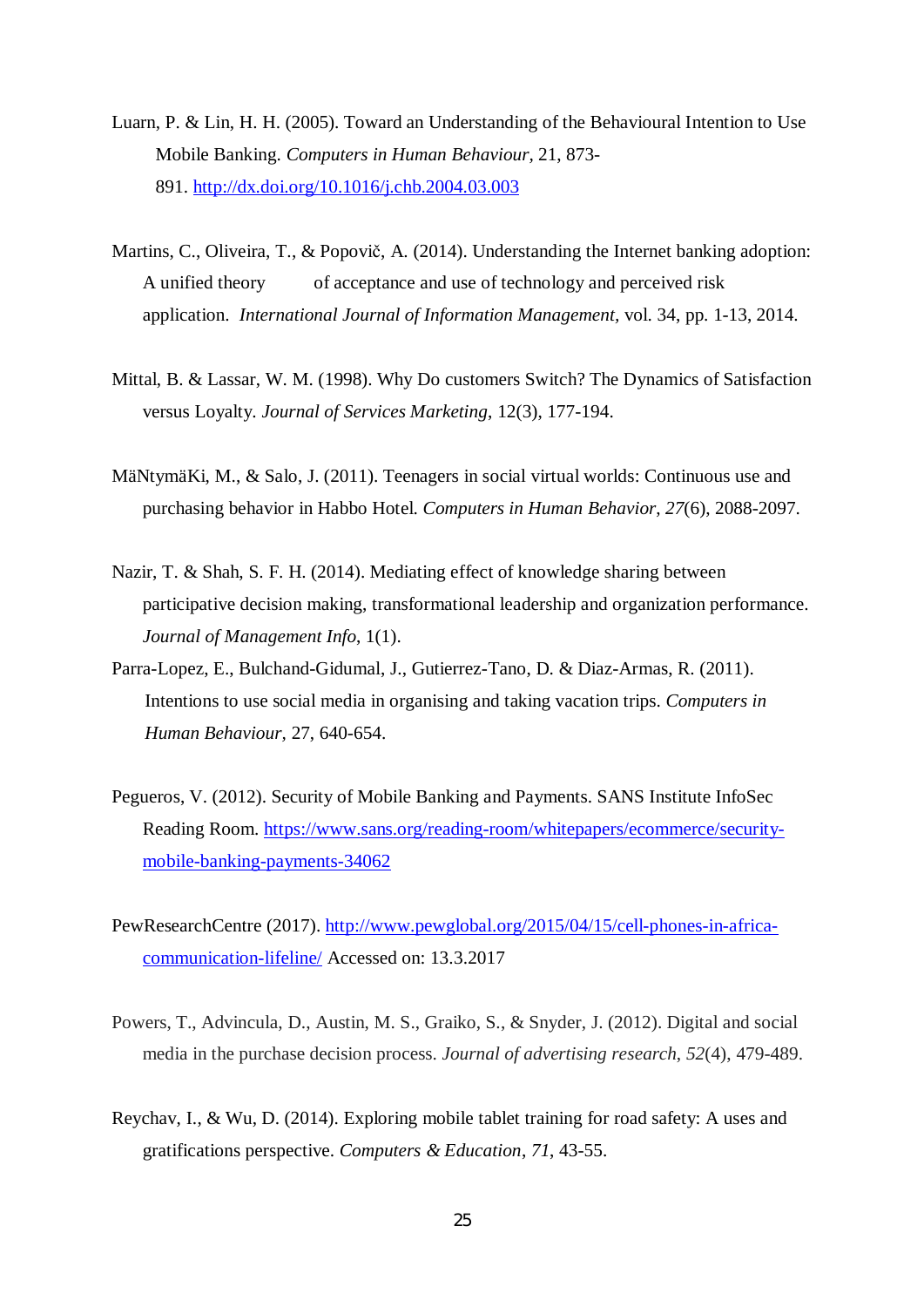Luarn, P. & Lin, H. H. (2005). Toward an Understanding of the Behavioural Intention to Use Mobile Banking. *Computers in Human Behaviour*, 21, 873-891. http://dx.doi.org/10.1016/j.chb.2004.03.003

Martins, C., Oliveira, T., & Popovič, A. (2014). Understanding the Internet banking adoption: A unified theory of acceptance and use of technology and perceived risk application. *International Journal of Information Management*, vol. 34, pp. 1-13, 2014.

Mittal, B. & Lassar, W. M. (1998). Why Do customers Switch? The Dynamics of Satisfaction versus Loyalty. *Journal of Services Marketing*, 12(3), 177-194.

MäNtymäKi, M., & Salo, J. (2011). Teenagers in social virtual worlds: Continuous use and purchasing behavior in Habbo Hotel. *Computers in Human Behavior*, *27*(6), 2088-2097.

Nazir, T. & Shah, S. F. H. (2014). Mediating effect of knowledge sharing between participative decision making, transformational leadership and organization performance. *Journal of Management Info*, 1(1).

Parra-Lopez, E., Bulchand-Gidumal, J., Gutierrez-Tano, D. & Diaz-Armas, R. (2011). Intentions to use social media in organising and taking vacation trips. *Computers in Human Behaviour*, 27, 640-654.

Pegueros, V. (2012). Security of Mobile Banking and Payments. SANS Institute InfoSec Reading Room. https://www.sans.org/reading-room/whitepapers/ecommerce/security-mobile-banking-payments-34062

PewResearchCentre (2017). http://www.pewglobal.org/2015/04/15/cell-phones-in-africa-communication-lifeline/ Accessed on: 13.3.2017

Powers, T., Advincula, D., Austin, M. S., Graiko, S., & Snyder, J. (2012). Digital and social media in the purchase decision process. *Journal of advertising research*, *52*(4), 479-489.

Reychav, I., & Wu, D. (2014). Exploring mobile tablet training for road safety: A uses and gratifications perspective. *Computers & Education*, *71*, 43-55.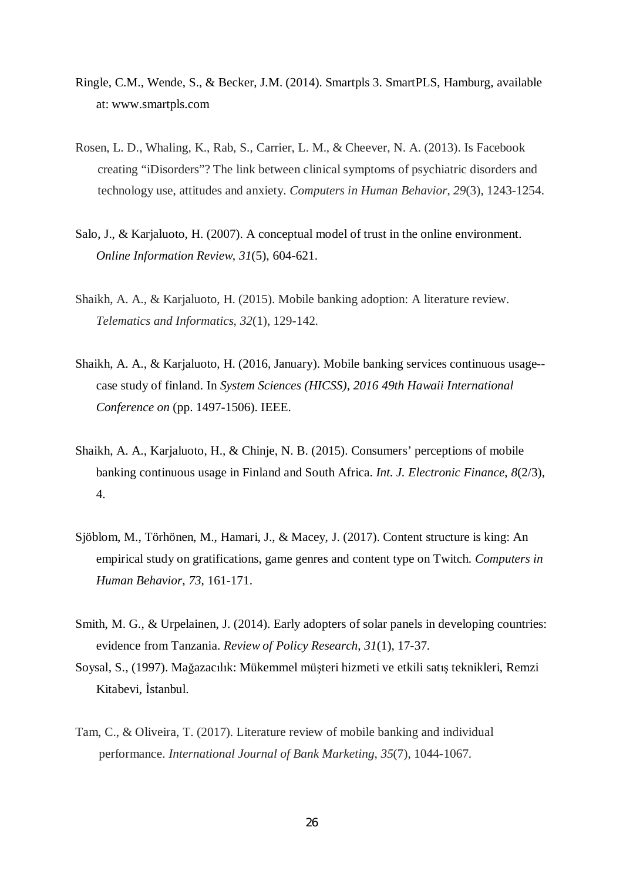Ringle, C.M., Wende, S., & Becker, J.M. (2014). Smartpls 3. SmartPLS, Hamburg, available at: www.smartpls.com

Rosen, L. D., Whaling, K., Rab, S., Carrier, L. M., & Cheever, N. A. (2013). Is Facebook creating “iDisorders”? The link between clinical symptoms of psychiatric disorders and technology use, attitudes and anxiety. *Computers in Human Behavior*, *29*(3), 1243-1254.

Salo, J., & Karjaluoto, H. (2007). A conceptual model of trust in the online environment. *Online Information Review*, *31*(5), 604-621.

Shaikh, A. A., & Karjaluoto, H. (2015). Mobile banking adoption: A literature review. *Telematics and Informatics*, *32*(1), 129-142.

Shaikh, A. A., & Karjaluoto, H. (2016, January). Mobile banking services continuous usage--case study of finland. In *System Sciences (HICSS), 2016 49th Hawaii International Conference on* (pp. 1497-1506). IEEE.

Shaikh, A. A., Karjaluoto, H., & Chinje, N. B. (2015). Consumers’ perceptions of mobile banking continuous usage in Finland and South Africa. *Int. J. Electronic Finance*, *8*(2/3), 4.

Sjöblom, M., Törhönen, M., Hamari, J., & Macey, J. (2017). Content structure is king: An empirical study on gratifications, game genres and content type on Twitch. *Computers in Human Behavior*, *73*, 161-171.

Smith, M. G., & Urpelainen, J. (2014). Early adopters of solar panels in developing countries: evidence from Tanzania. *Review of Policy Research*, *31*(1), 17-37.

Soysal, S., (1997). Mağazacılık: Mükemmel müşteri hizmeti ve etkili satış teknikleri, Remzi Kitabevi, İstanbul.

Tam, C., & Oliveira, T. (2017). Literature review of mobile banking and individual performance. *International Journal of Bank Marketing*, *35*(7), 1044-1067.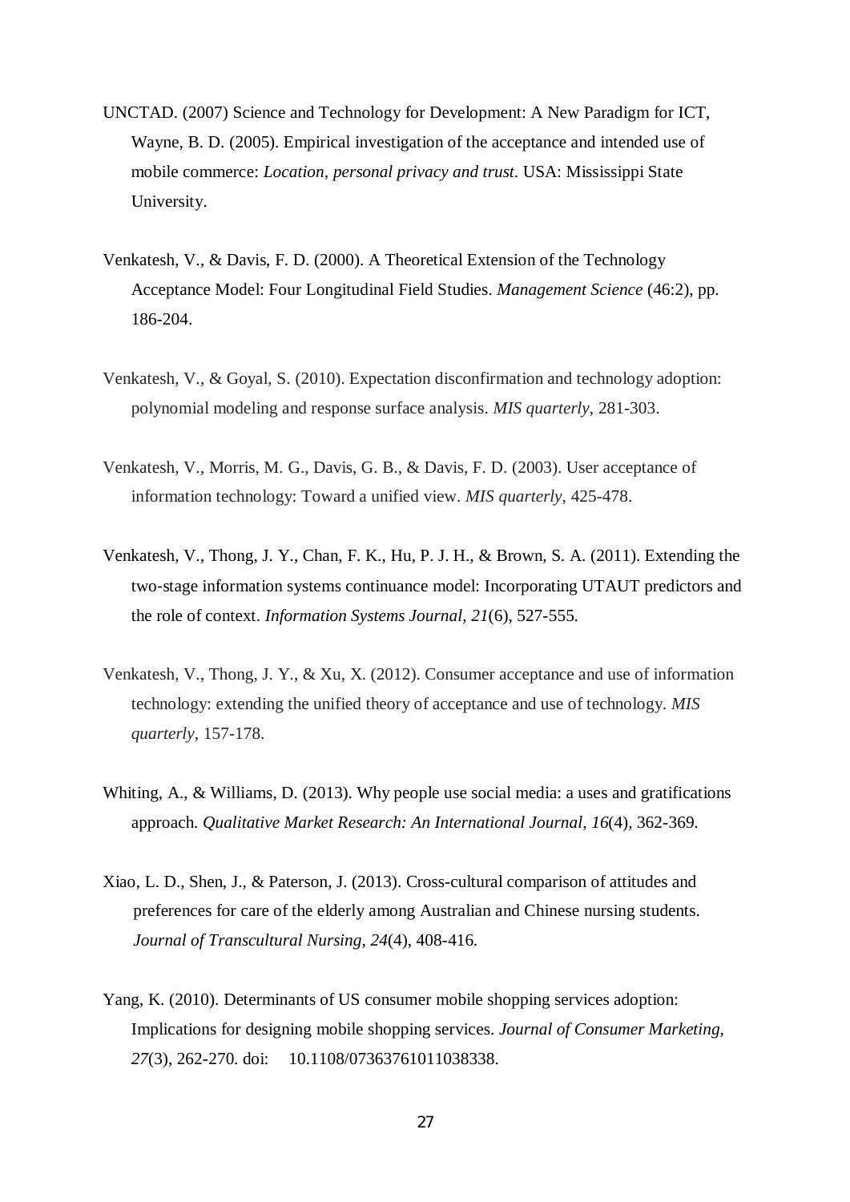UNCTAD. (2007) Science and Technology for Development: A New Paradigm for ICT, Wayne, B. D. (2005). Empirical investigation of the acceptance and intended use of mobile commerce: *Location, personal privacy and trust*. USA: Mississippi State University.

Venkatesh, V., & Davis, F. D. (2000). A Theoretical Extension of the Technology Acceptance Model: Four Longitudinal Field Studies. *Management Science* (46:2), pp. 186-204.

Venkatesh, V., & Goyal, S. (2010). Expectation disconfirmation and technology adoption: polynomial modeling and response surface analysis. *MIS quarterly*, 281-303.

Venkatesh, V., Morris, M. G., Davis, G. B., & Davis, F. D. (2003). User acceptance of information technology: Toward a unified view. *MIS quarterly*, 425-478.

Venkatesh, V., Thong, J. Y., Chan, F. K., Hu, P. J. H., & Brown, S. A. (2011). Extending the two-stage information systems continuance model: Incorporating UTAUT predictors and the role of context. *Information Systems Journal*, *21*(6), 527-555.

Venkatesh, V., Thong, J. Y., & Xu, X. (2012). Consumer acceptance and use of information technology: extending the unified theory of acceptance and use of technology. *MIS quarterly*, 157-178.

Whiting, A., & Williams, D. (2013). Why people use social media: a uses and gratifications approach. *Qualitative Market Research: An International Journal*, *16*(4), 362-369.

Xiao, L. D., Shen, J., & Paterson, J. (2013). Cross-cultural comparison of attitudes and preferences for care of the elderly among Australian and Chinese nursing students. *Journal of Transcultural Nursing*, *24*(4), 408-416.

Yang, K. (2010). Determinants of US consumer mobile shopping services adoption: Implications for designing mobile shopping services. *Journal of Consumer Marketing, 27*(3), 262-270. doi: 10.1108/07363761011038338.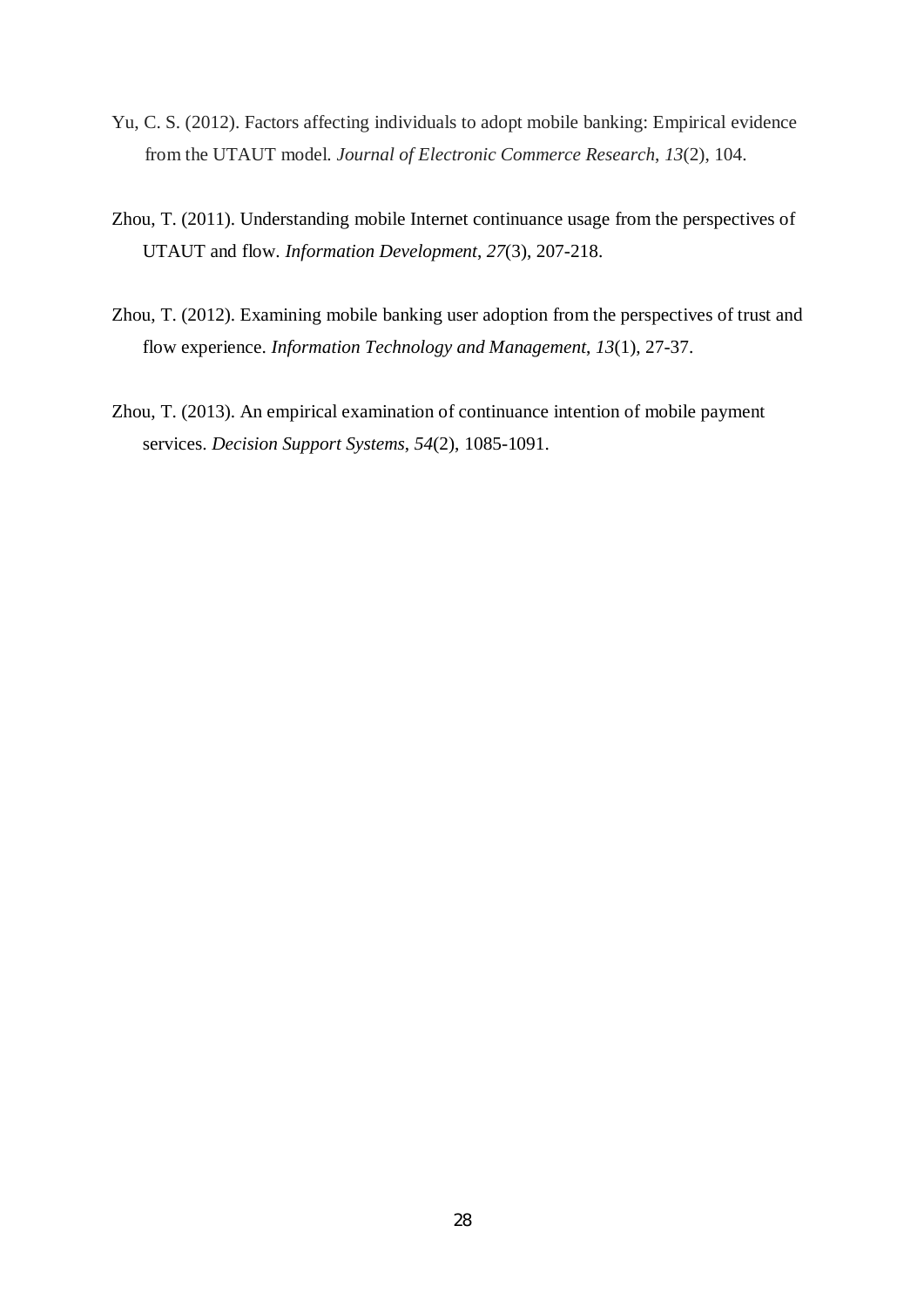Yu, C. S. (2012). Factors affecting individuals to adopt mobile banking: Empirical evidence from the UTAUT model. *Journal of Electronic Commerce Research*, *13*(2), 104.

Zhou, T. (2011). Understanding mobile Internet continuance usage from the perspectives of UTAUT and flow. *Information Development*, *27*(3), 207-218.

Zhou, T. (2012). Examining mobile banking user adoption from the perspectives of trust and flow experience. *Information Technology and Management*, *13*(1), 27-37.

Zhou, T. (2013). An empirical examination of continuance intention of mobile payment services. *Decision Support Systems*, *54*(2), 1085-1091.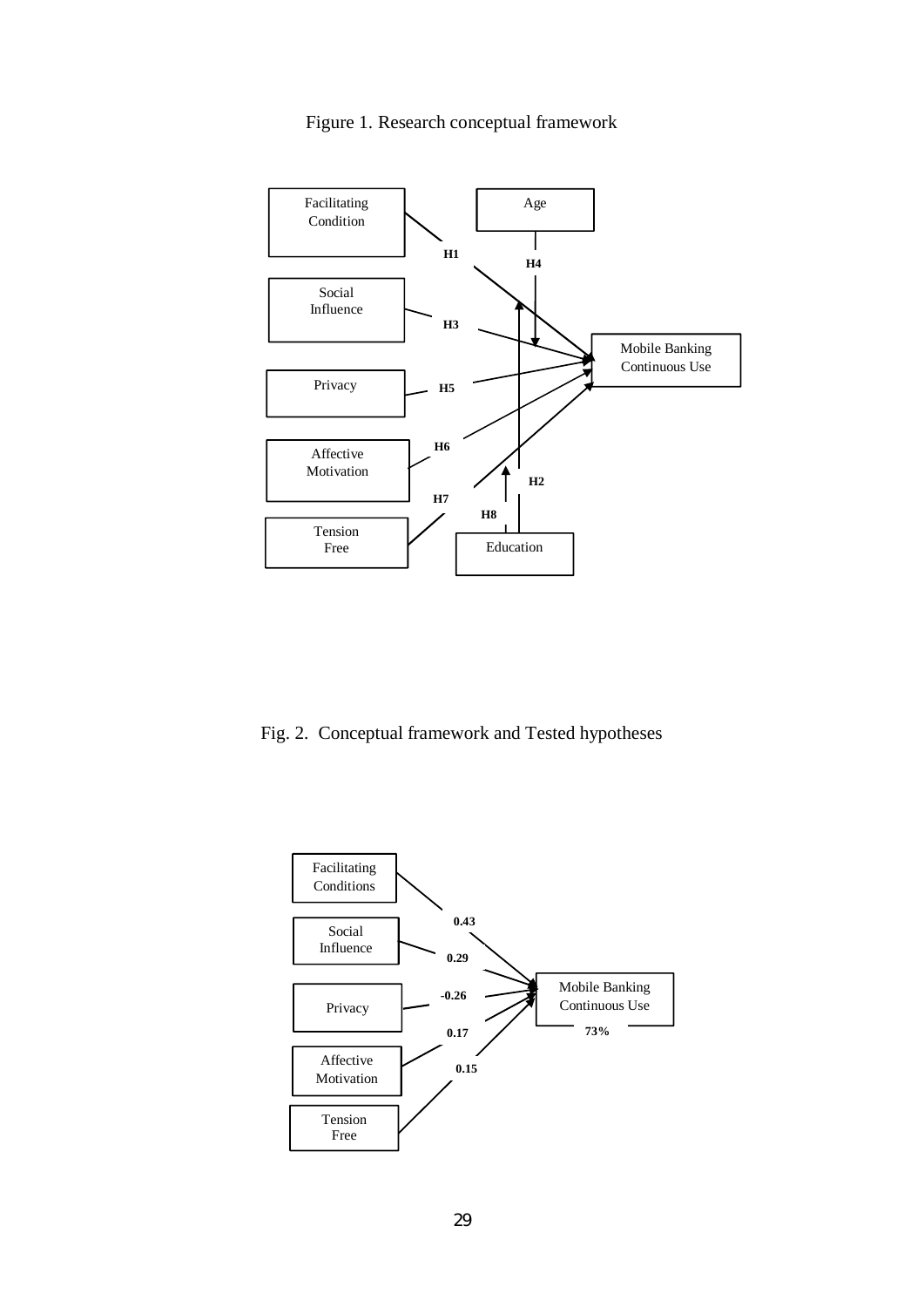Figure 1. Research conceptual framework

Facilitating Condition

Age

H1

H4

Social Influence

H3

Mobile Banking Continuous Use

Privacy

H5

H6

Affective Motivation

H2

H7

H8

Tension Free

Education

Fig. 2. Conceptual framework and Tested hypotheses

Facilitating Conditions

0.43

Social Influence

0.29

Privacy

-0.26

Mobile Banking Continuous Use

0.17

73%

Affective Motivation

0.15

Tension Free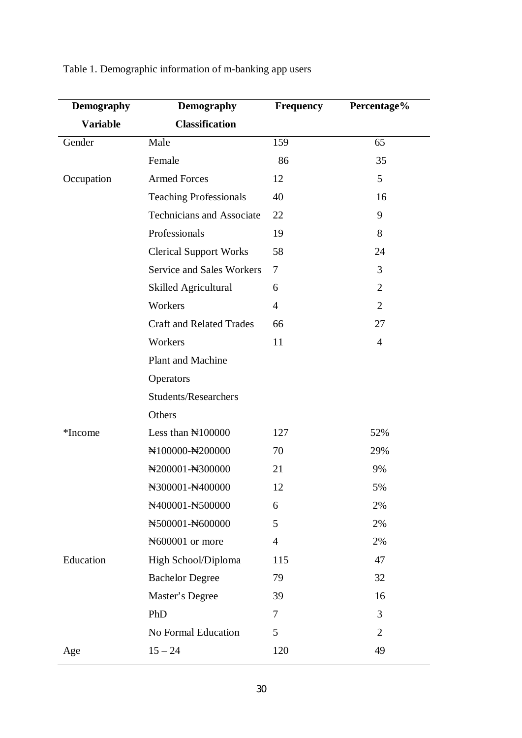Table 1. Demographic information of m-banking app users

| Demography Variable | Demography Classification | Frequency | Percentage% |
|---|---|---|---|
| Gender | Male | 159 | 65 |
| | Female | 86 | 35 |
| Occupation | Armed Forces | 12 | 5 |
| | Teaching Professionals | 40 | 16 |
| | Technicians and Associate | 22 | 9 |
| | Professionals | 19 | 8 |
| | Clerical Support Works | 58 | 24 |
| | Service and Sales Workers | 7 | 3 |
| | Skilled Agricultural | 6 | 2 |
| | Workers | 4 | 2 |
| | Craft and Related Trades | 66 | 27 |
| | Workers | 11 | 4 |
| | Plant and Machine | | |
| | Operators | | |
| | Students/Researchers | | |
| | Others | | |
| *Income | Less than ₦100000 | 127 | 52% |
| | ₦100000-₦200000 | 70 | 29% |
| | ₦200001-₦300000 | 21 | 9% |
| | ₦300001-₦400000 | 12 | 5% |
| | ₦400001-₦500000 | 6 | 2% |
| | ₦500001-₦600000 | 5 | 2% |
| | ₦600001 or more | 4 | 2% |
| Education | High School/Diploma | 115 | 47 |
| | Bachelor Degree | 79 | 32 |
| | Master's Degree | 39 | 16 |
| | PhD | 7 | 3 |
| | No Formal Education | 5 | 2 |
| Age | 15 – 24 | 120 | 49 |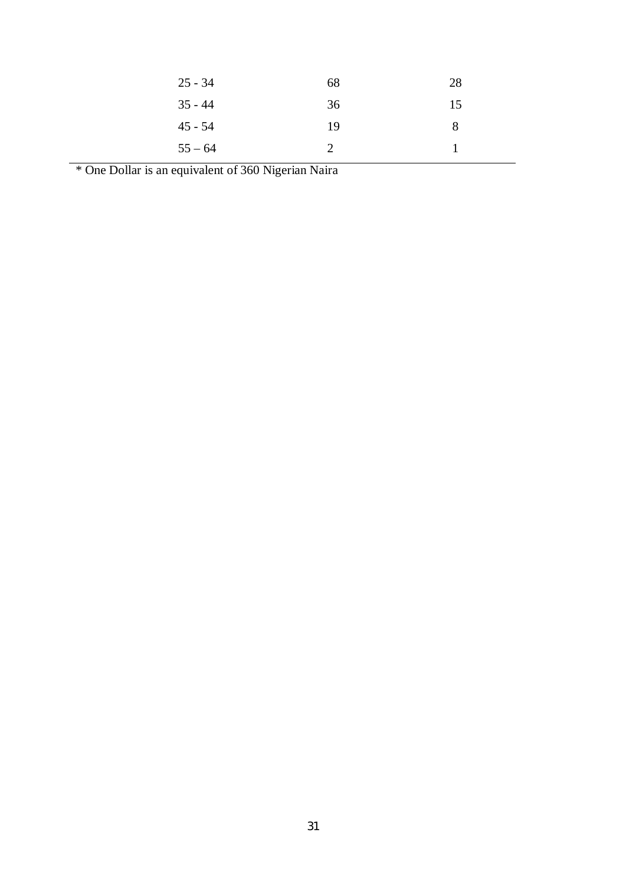| | | |
|---|---|---|
| 25 - 34 | 68 | 28 |
| 35 - 44 | 36 | 15 |
| 45 - 54 | 19 | 8 |
| 55 – 64 | 2 | 1 |

* One Dollar is an equivalent of 360 Nigerian Naira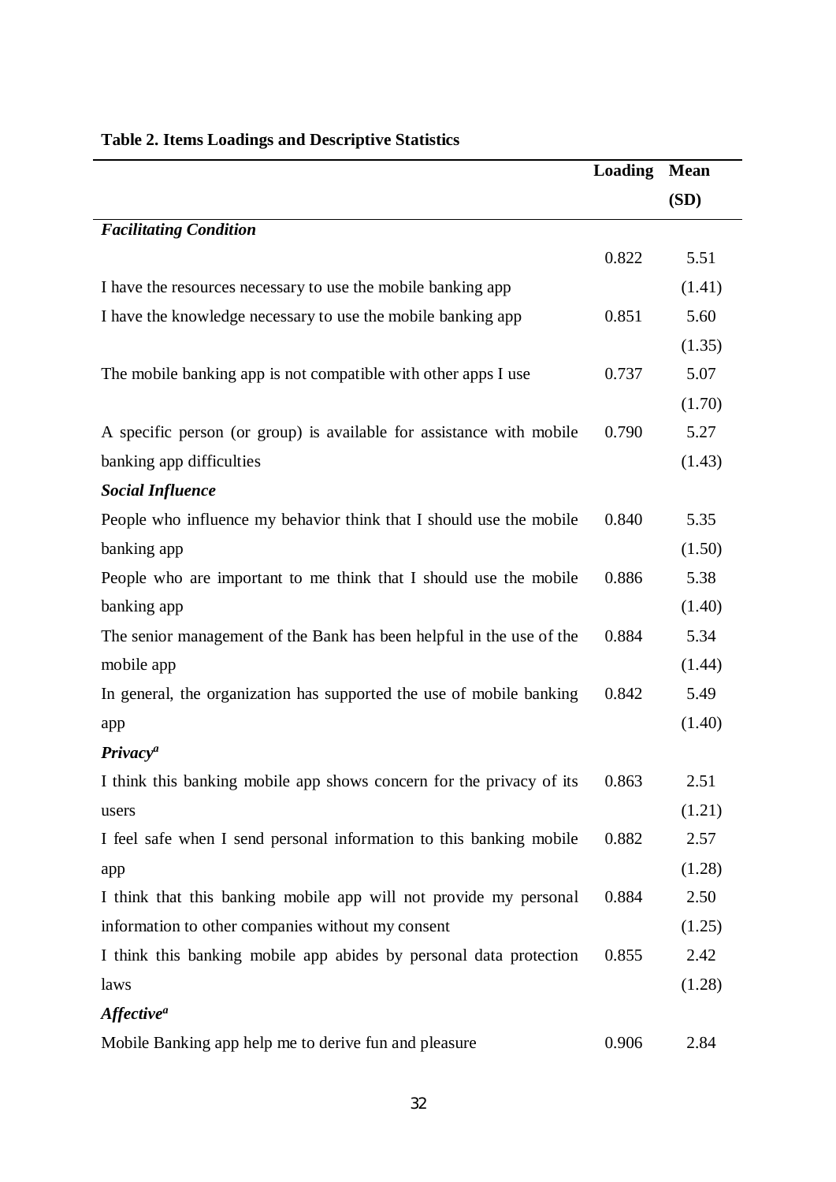**Table 2. Items Loadings and Descriptive Statistics**

| | Loading | Mean (SD) |
|---|---|---|
| ***Facilitating Condition*** | | |
| I have the resources necessary to use the mobile banking app | 0.822 | 5.51 (1.41) |
| I have the knowledge necessary to use the mobile banking app | 0.851 | 5.60 (1.35) |
| The mobile banking app is not compatible with other apps I use | 0.737 | 5.07 (1.70) |
| A specific person (or group) is available for assistance with mobile banking app difficulties | 0.790 | 5.27 (1.43) |
| ***Social Influence*** | | |
| People who influence my behavior think that I should use the mobile banking app | 0.840 | 5.35 (1.50) |
| People who are important to me think that I should use the mobile banking app | 0.886 | 5.38 (1.40) |
| The senior management of the Bank has been helpful in the use of the mobile app | 0.884 | 5.34 (1.44) |
| In general, the organization has supported the use of mobile banking app | 0.842 | 5.49 (1.40) |
| ***Privacy[a]*** | | |
| I think this banking mobile app shows concern for the privacy of its users | 0.863 | 2.51 (1.21) |
| I feel safe when I send personal information to this banking mobile app | 0.882 | 2.57 (1.28) |
| I think that this banking mobile app will not provide my personal information to other companies without my consent | 0.884 | 2.50 (1.25) |
| I think this banking mobile app abides by personal data protection laws | 0.855 | 2.42 (1.28) |
| ***Affective[a]*** | | |
| Mobile Banking app help me to derive fun and pleasure | 0.906 | 2.84 |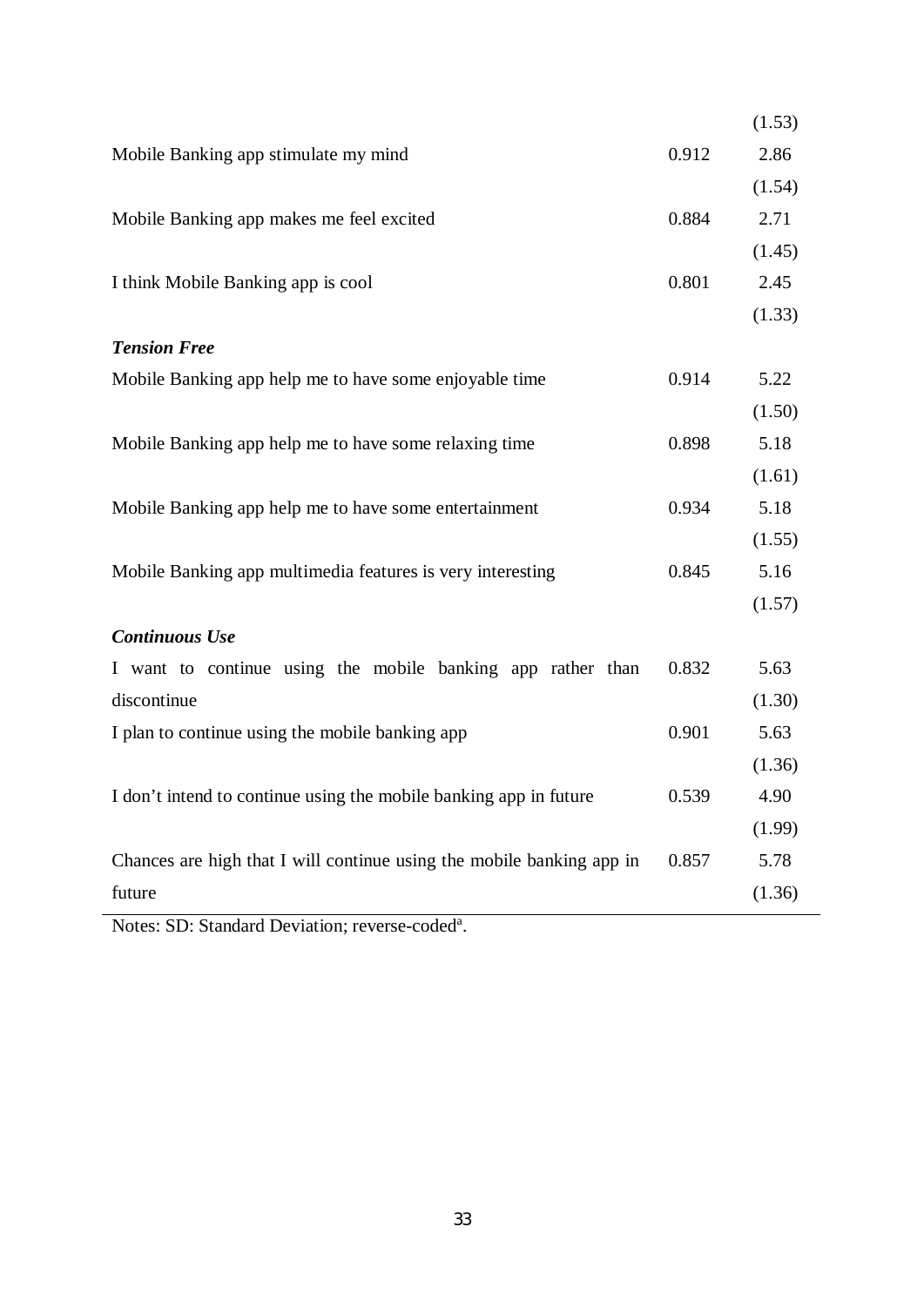| | | |
|---|---|---|
| | | (1.53) |
| Mobile Banking app stimulate my mind | 0.912 | 2.86 (1.54) |
| Mobile Banking app makes me feel excited | 0.884 | 2.71 (1.45) |
| I think Mobile Banking app is cool | 0.801 | 2.45 (1.33) |
| ***Tension Free*** | | |
| Mobile Banking app help me to have some enjoyable time | 0.914 | 5.22 (1.50) |
| Mobile Banking app help me to have some relaxing time | 0.898 | 5.18 (1.61) |
| Mobile Banking app help me to have some entertainment | 0.934 | 5.18 (1.55) |
| Mobile Banking app multimedia features is very interesting | 0.845 | 5.16 (1.57) |
| ***Continuous Use*** | | |
| I want to continue using the mobile banking app rather than discontinue | 0.832 | 5.63 (1.30) |
| I plan to continue using the mobile banking app | 0.901 | 5.63 (1.36) |
| I don't intend to continue using the mobile banking app in future | 0.539 | 4.90 (1.99) |
| Chances are high that I will continue using the mobile banking app in future | 0.857 | 5.78 (1.36) |

Notes: SD: Standard Deviation; reverse-coded[a].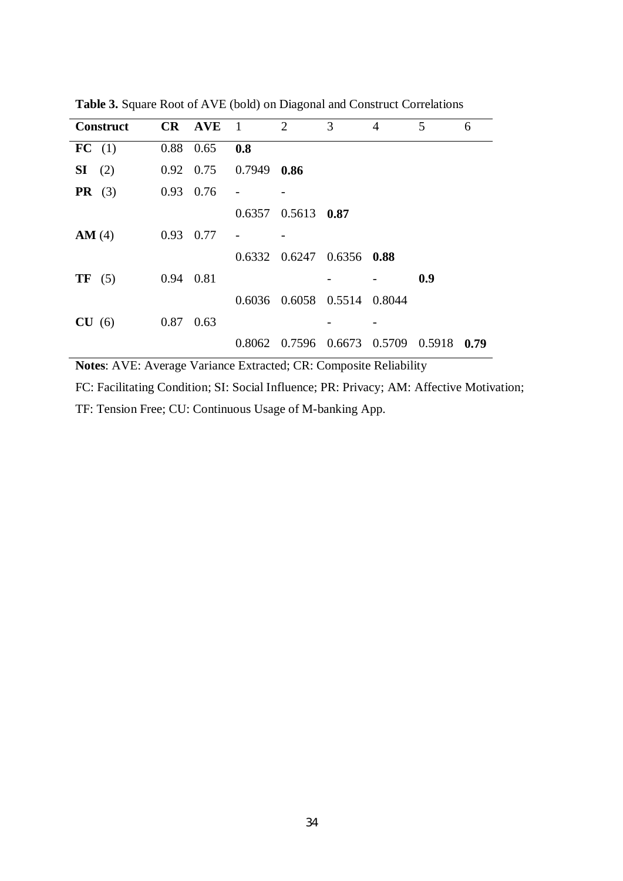**Table 3.** Square Root of AVE (bold) on Diagonal and Construct Correlations

| Construct | CR | AVE | 1 | 2 | 3 | 4 | 5 | 6 |
|---|---|---|---|---|---|---|---|---|
| **FC** (1) | 0.88 | 0.65 | **0.8** | | | | | |
| **SI** (2) | 0.92 | 0.75 | 0.7949 | **0.86** | | | | |
| **PR** (3) | 0.93 | 0.76 | 0.6357 | 0.5613 | **0.87** | | | |
| **AM** (4) | 0.93 | 0.77 | 0.6332 | 0.6247 | 0.6356 | **0.88** | | |
| **TF** (5) | 0.94 | 0.81 | 0.6036 | 0.6058 | 0.5514 | 0.8044 | **0.9** | |
| **CU** (6) | 0.87 | 0.63 | 0.8062 | 0.7596 | 0.6673 | 0.5709 | 0.5918 | **0.79** |

**Notes**: AVE: Average Variance Extracted; CR: Composite Reliability

FC: Facilitating Condition; SI: Social Influence; PR: Privacy; AM: Affective Motivation; TF: Tension Free; CU: Continuous Usage of M-banking App.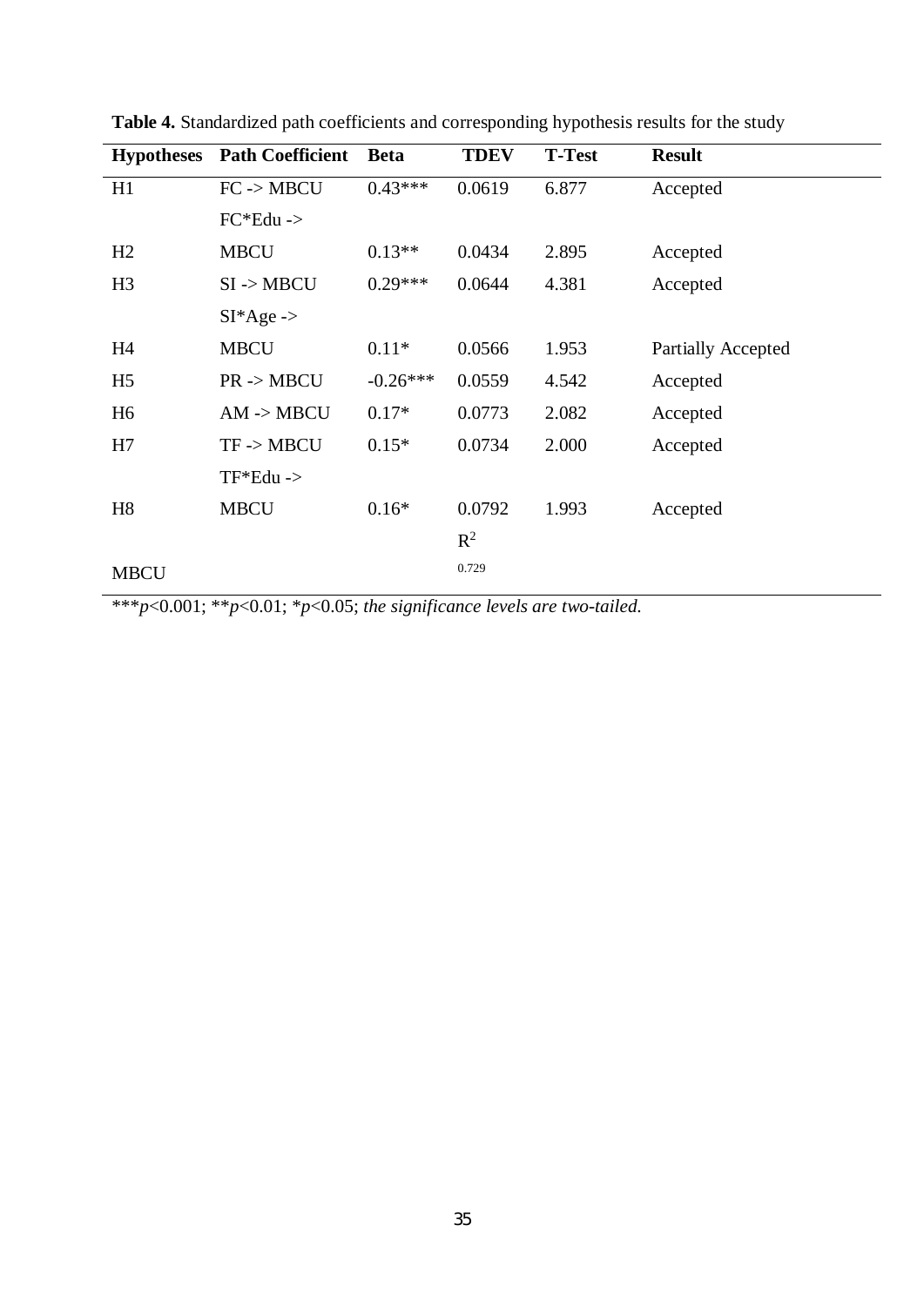**Table 4.** Standardized path coefficients and corresponding hypothesis results for the study

| Hypotheses | Path Coefficient | Beta | TDEV | T-Test | Result |
|---|---|---|---|---|---|
| H1 | FC -> MBCU | 0.43*** | 0.0619 | 6.877 | Accepted |
| H2 | FC*Edu -> MBCU | 0.13** | 0.0434 | 2.895 | Accepted |
| H3 | SI -> MBCU | 0.29*** | 0.0644 | 4.381 | Accepted |
| H4 | SI*Age -> MBCU | 0.11* | 0.0566 | 1.953 | Partially Accepted |
| H5 | PR -> MBCU | -0.26*** | 0.0559 | 4.542 | Accepted |
| H6 | AM -> MBCU | 0.17* | 0.0773 | 2.082 | Accepted |
| H7 | TF -> MBCU | 0.15* | 0.0734 | 2.000 | Accepted |
| H8 | TF*Edu -> MBCU | 0.16* | 0.0792 | 1.993 | Accepted |
| | | | $R^2$ | | |
| MBCU | | | 0.729 | | |

****p*<0.001; ***p*<0.01; **p*<0.05; *the significance levels are two-tailed.*